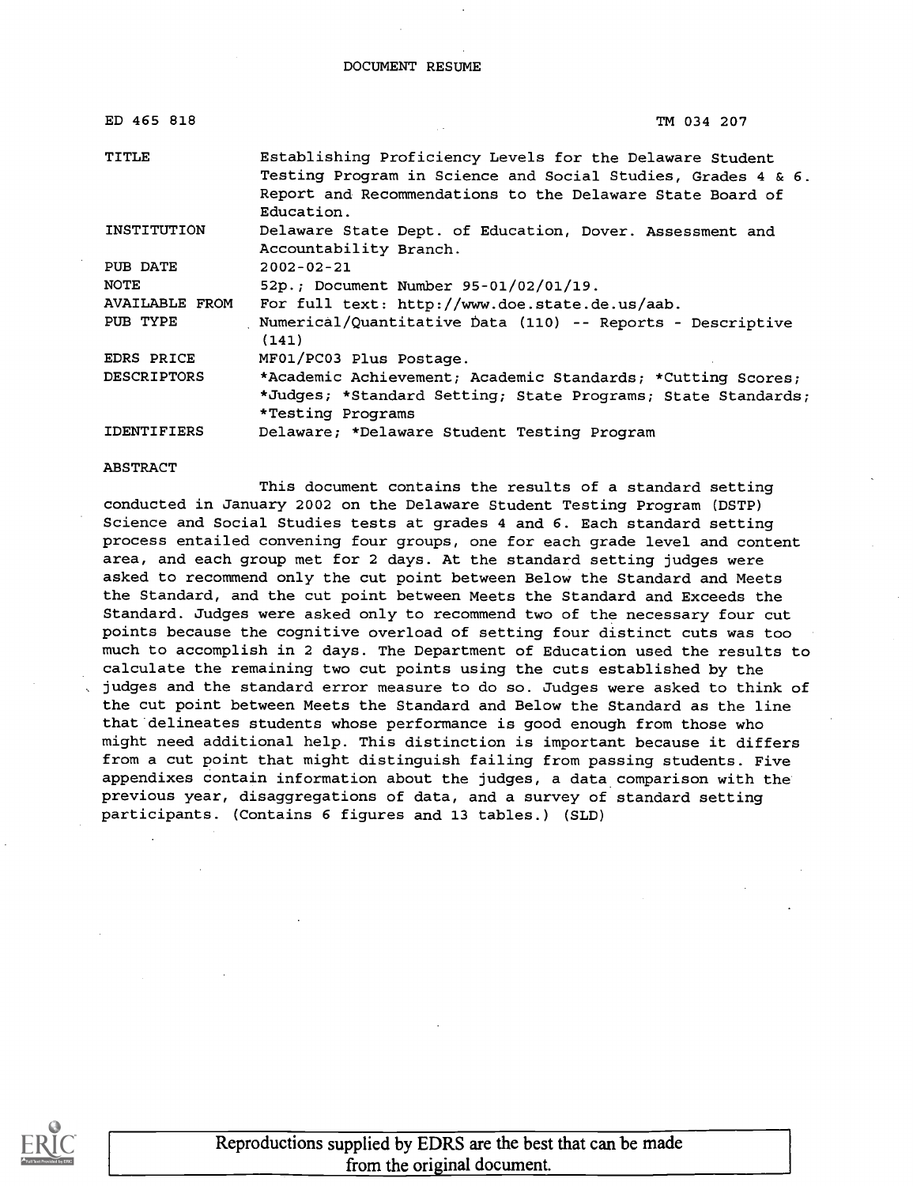DOCUMENT RESUME

| | |
|---|---|
| ED 465 818 | TM 034 207 |
| TITLE | Establishing Proficiency Levels for the Delaware Student Testing Program in Science and Social Studies, Grades 4 & 6. Report and Recommendations to the Delaware State Board of Education. |
| INSTITUTION | Delaware State Dept. of Education, Dover. Assessment and Accountability Branch. |
| PUB DATE | 2002-02-21 |
| NOTE | 52p.; Document Number 95-01/02/01/19. |
| AVAILABLE FROM | For full text: http://www.doe.state.de.us/aab. |
| PUB TYPE | Numerical/Quantitative Data (110) -- Reports - Descriptive (141) |
| EDRS PRICE | MF01/PC03 Plus Postage. |
| DESCRIPTORS | *Academic Achievement; Academic Standards; *Cutting Scores; *Judges; *Standard Setting; State Programs; State Standards; *Testing Programs |
| IDENTIFIERS | Delaware; *Delaware Student Testing Program |

ABSTRACT

This document contains the results of a standard setting conducted in January 2002 on the Delaware Student Testing Program (DSTP) Science and Social Studies tests at grades 4 and 6. Each standard setting process entailed convening four groups, one for each grade level and content area, and each group met for 2 days. At the standard setting judges were asked to recommend only the cut point between Below the Standard and Meets the Standard, and the cut point between Meets the Standard and Exceeds the Standard. Judges were asked only to recommend two of the necessary four cut points because the cognitive overload of setting four distinct cuts was too much to accomplish in 2 days. The Department of Education used the results to calculate the remaining two cut points using the cuts established by the judges and the standard error measure to do so. Judges were asked to think of the cut point between Meets the Standard and Below the Standard as the line that delineates students whose performance is good enough from those who might need additional help. This distinction is important because it differs from a cut point that might distinguish failing from passing students. Five appendixes contain information about the judges, a data comparison with the previous year, disaggregations of data, and a survey of standard setting participants. (Contains 6 figures and 13 tables.) (SLD)

Reproductions supplied by EDRS are the best that can be made from the original document.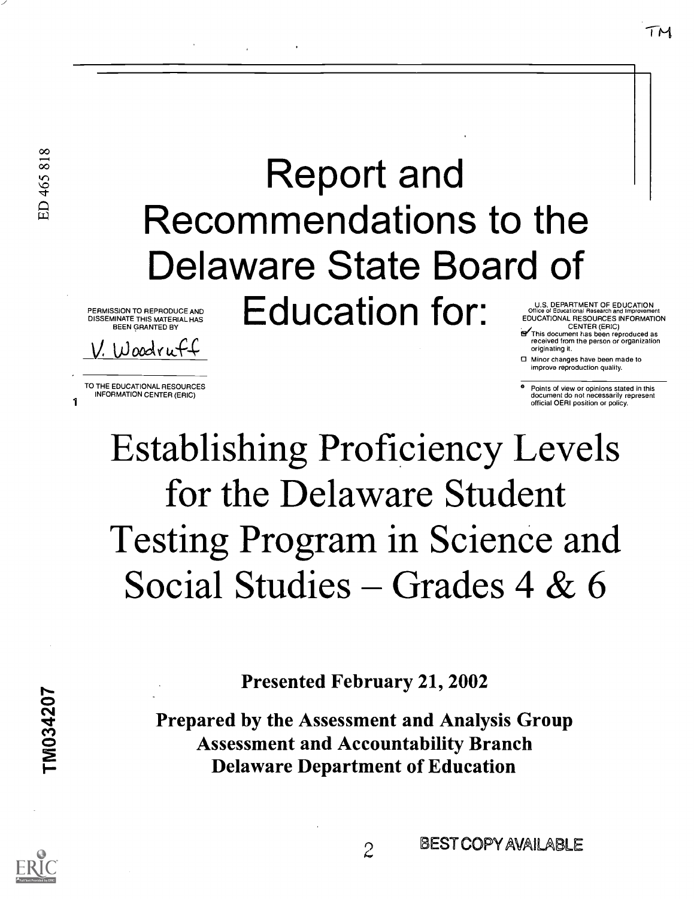# Report and Recommendations to the Delaware State Board of Education for:

PERMISSION TO REPRODUCE AND DISSEMINATE THIS MATERIAL HAS BEEN GRANTED BY

V. Woodruff

TO THE EDUCATIONAL RESOURCES INFORMATION CENTER (ERIC)

U.S. DEPARTMENT OF EDUCATION
Office of Educational Research and Improvement
EDUCATIONAL RESOURCES INFORMATION CENTER (ERIC)

- This document has been reproduced as received from the person or organization originating it.
- Minor changes have been made to improve reproduction quality.

- Points of view or opinions stated in this document do not necessarily represent official OERI position or policy.

# Establishing Proficiency Levels for the Delaware Student Testing Program in Science and Social Studies – Grades 4 & 6

**Presented February 21, 2002**

**Prepared by the Assessment and Analysis Group**
**Assessment and Accountability Branch**
**Delaware Department of Education**

BEST COPY AVAILABLE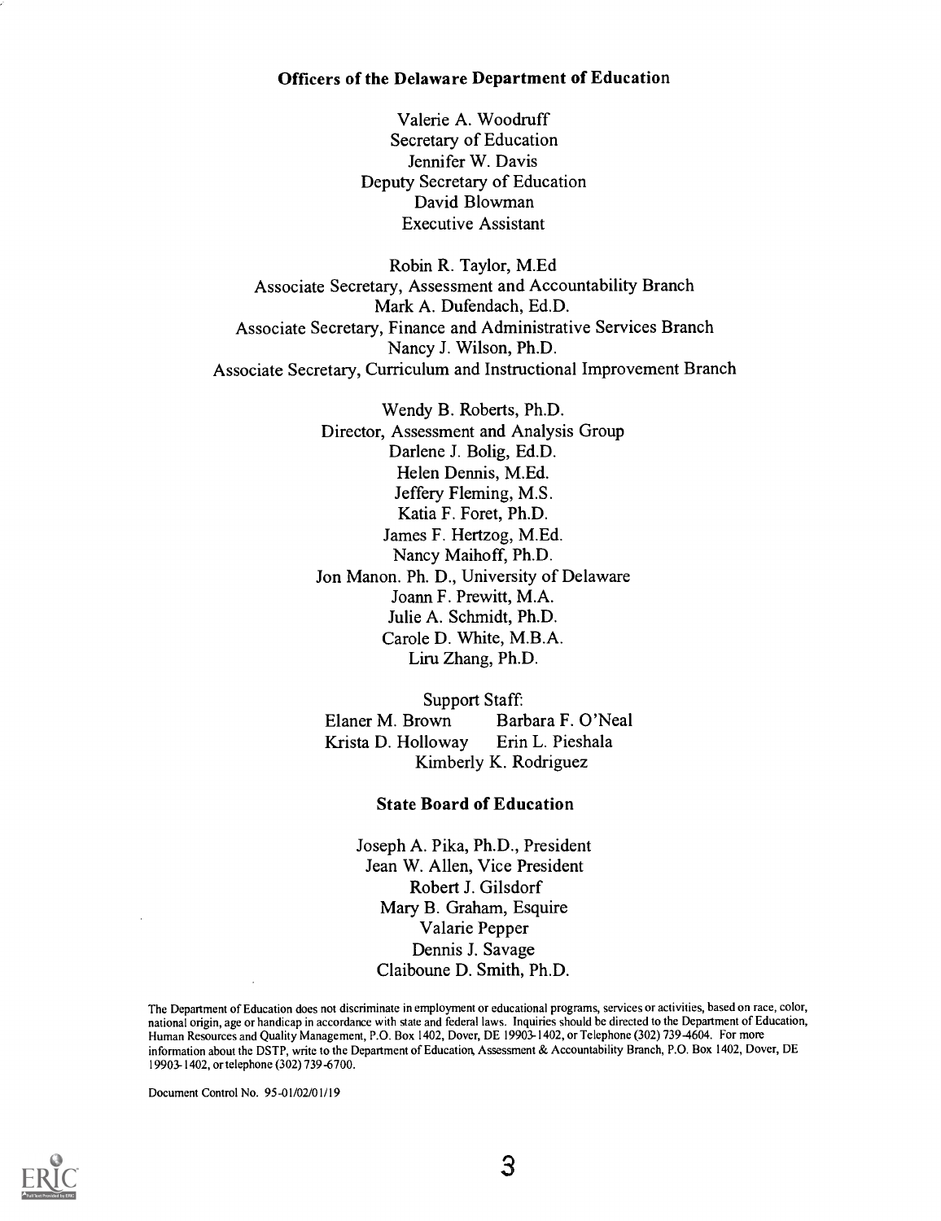**Officers of the Delaware Department of Education**

Valerie A. Woodruff
Secretary of Education
Jennifer W. Davis
Deputy Secretary of Education
David Blowman
Executive Assistant

Robin R. Taylor, M.Ed
Associate Secretary, Assessment and Accountability Branch
Mark A. Dufendach, Ed.D.
Associate Secretary, Finance and Administrative Services Branch
Nancy J. Wilson, Ph.D.
Associate Secretary, Curriculum and Instructional Improvement Branch

Wendy B. Roberts, Ph.D.
Director, Assessment and Analysis Group
Darlene J. Bolig, Ed.D.
Helen Dennis, M.Ed.
Jeffery Fleming, M.S.
Katia F. Foret, Ph.D.
James F. Hertzog, M.Ed.
Nancy Maihoff, Ph.D.
Jon Manon. Ph. D., University of Delaware
Joann F. Prewitt, M.A.
Julie A. Schmidt, Ph.D.
Carole D. White, M.B.A.
Liru Zhang, Ph.D.

Support Staff:
Elaner M. Brown    Barbara F. O'Neal
Krista D. Holloway    Erin L. Pieshala
Kimberly K. Rodriguez

**State Board of Education**

Joseph A. Pika, Ph.D., President
Jean W. Allen, Vice President
Robert J. Gilsdorf
Mary B. Graham, Esquire
Valarie Pepper
Dennis J. Savage
Claiboune D. Smith, Ph.D.

The Department of Education does not discriminate in employment or educational programs, services or activities, based on race, color, national origin, age or handicap in accordance with state and federal laws. Inquiries should be directed to the Department of Education, Human Resources and Quality Management, P.O. Box 1402, Dover, DE 19903-1402, or Telephone (302) 739-4604. For more information about the DSTP, write to the Department of Education, Assessment & Accountability Branch, P.O. Box 1402, Dover, DE 19903-1402, or telephone (302) 739-6700.

Document Control No. 95-01/02/01/19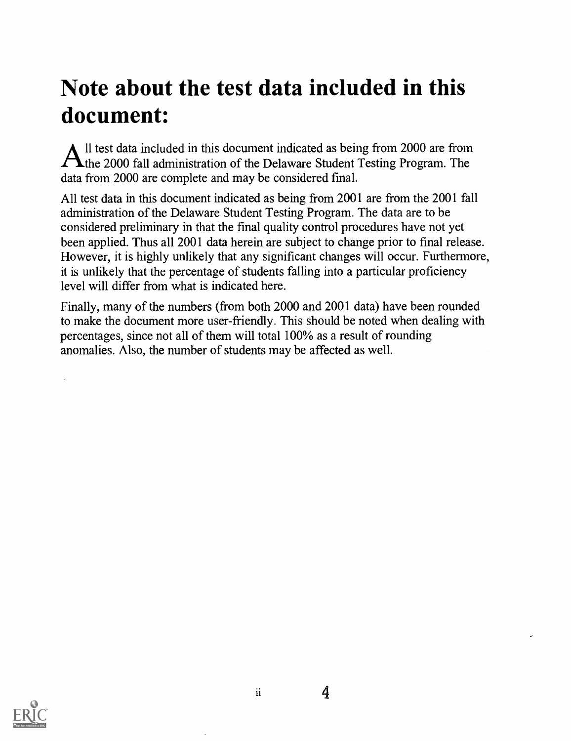# Note about the test data included in this document:

All test data included in this document indicated as being from 2000 are from the 2000 fall administration of the Delaware Student Testing Program. The data from 2000 are complete and may be considered final.

All test data in this document indicated as being from 2001 are from the 2001 fall administration of the Delaware Student Testing Program. The data are to be considered preliminary in that the final quality control procedures have not yet been applied. Thus all 2001 data herein are subject to change prior to final release. However, it is highly unlikely that any significant changes will occur. Furthermore, it is unlikely that the percentage of students falling into a particular proficiency level will differ from what is indicated here.

Finally, many of the numbers (from both 2000 and 2001 data) have been rounded to make the document more user-friendly. This should be noted when dealing with percentages, since not all of them will total 100% as a result of rounding anomalies. Also, the number of students may be affected as well.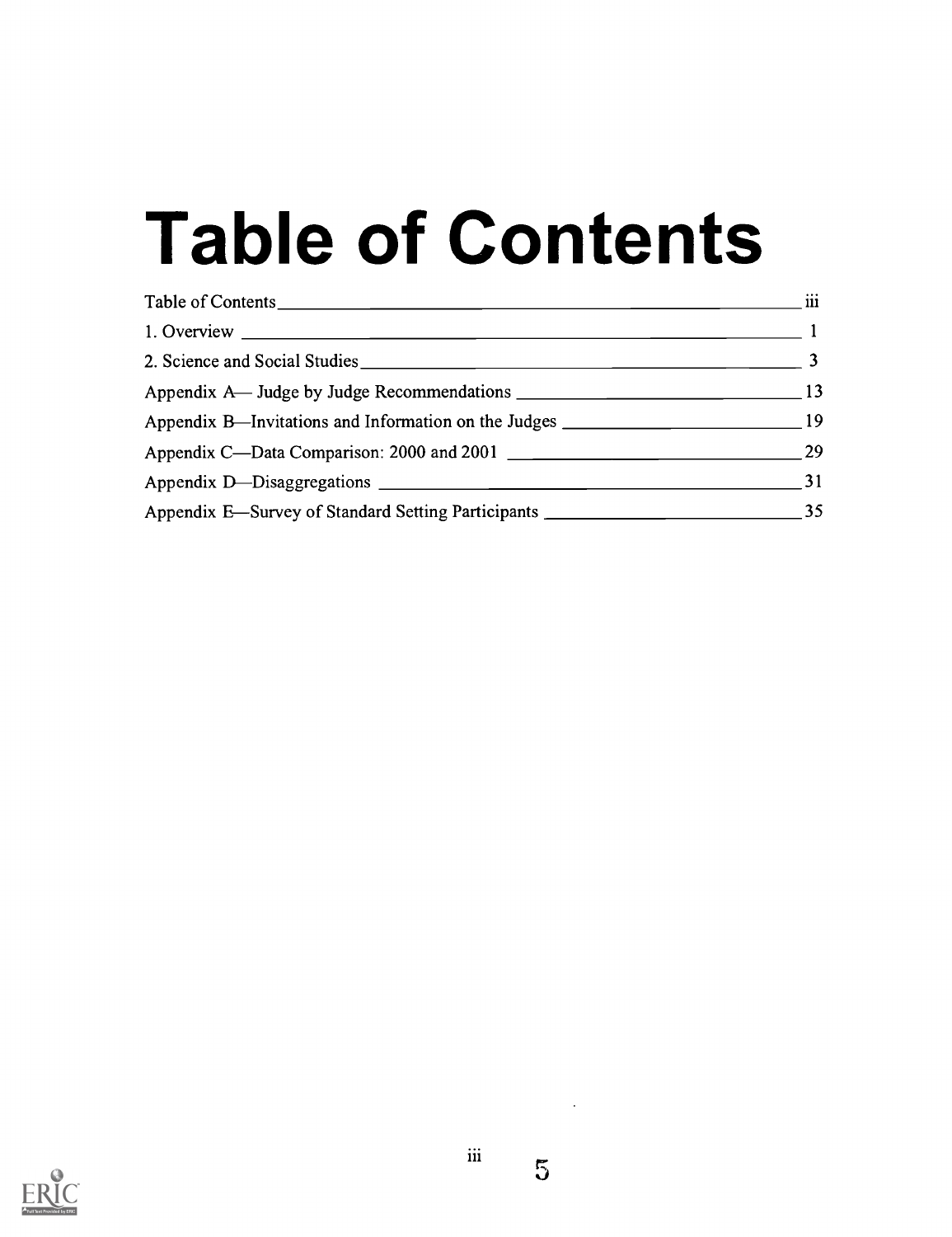# Table of Contents

| | |
|---|---|
| Table of Contents | iii |
| 1. Overview | 1 |
| 2. Science and Social Studies | 3 |
| Appendix A— Judge by Judge Recommendations | 13 |
| Appendix B—Invitations and Information on the Judges | 19 |
| Appendix C—Data Comparison: 2000 and 2001 | 29 |
| Appendix D—Disaggregations | 31 |
| Appendix E—Survey of Standard Setting Participants | 35 |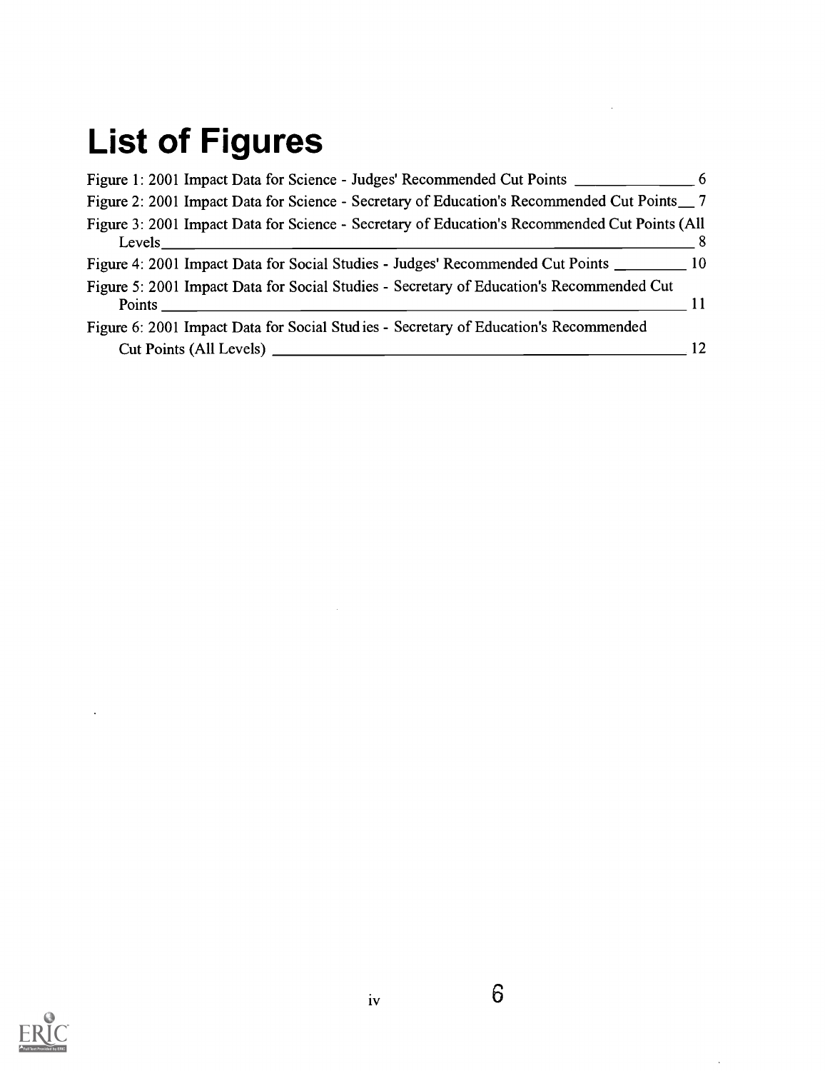# List of Figures

Figure 1: 2001 Impact Data for Science - Judges' Recommended Cut Points 6

Figure 2: 2001 Impact Data for Science - Secretary of Education's Recommended Cut Points 7

Figure 3: 2001 Impact Data for Science - Secretary of Education's Recommended Cut Points (All Levels 8

Figure 4: 2001 Impact Data for Social Studies - Judges' Recommended Cut Points 10

Figure 5: 2001 Impact Data for Social Studies - Secretary of Education's Recommended Cut Points 11

Figure 6: 2001 Impact Data for Social Stud ies - Secretary of Education's Recommended Cut Points (All Levels) 12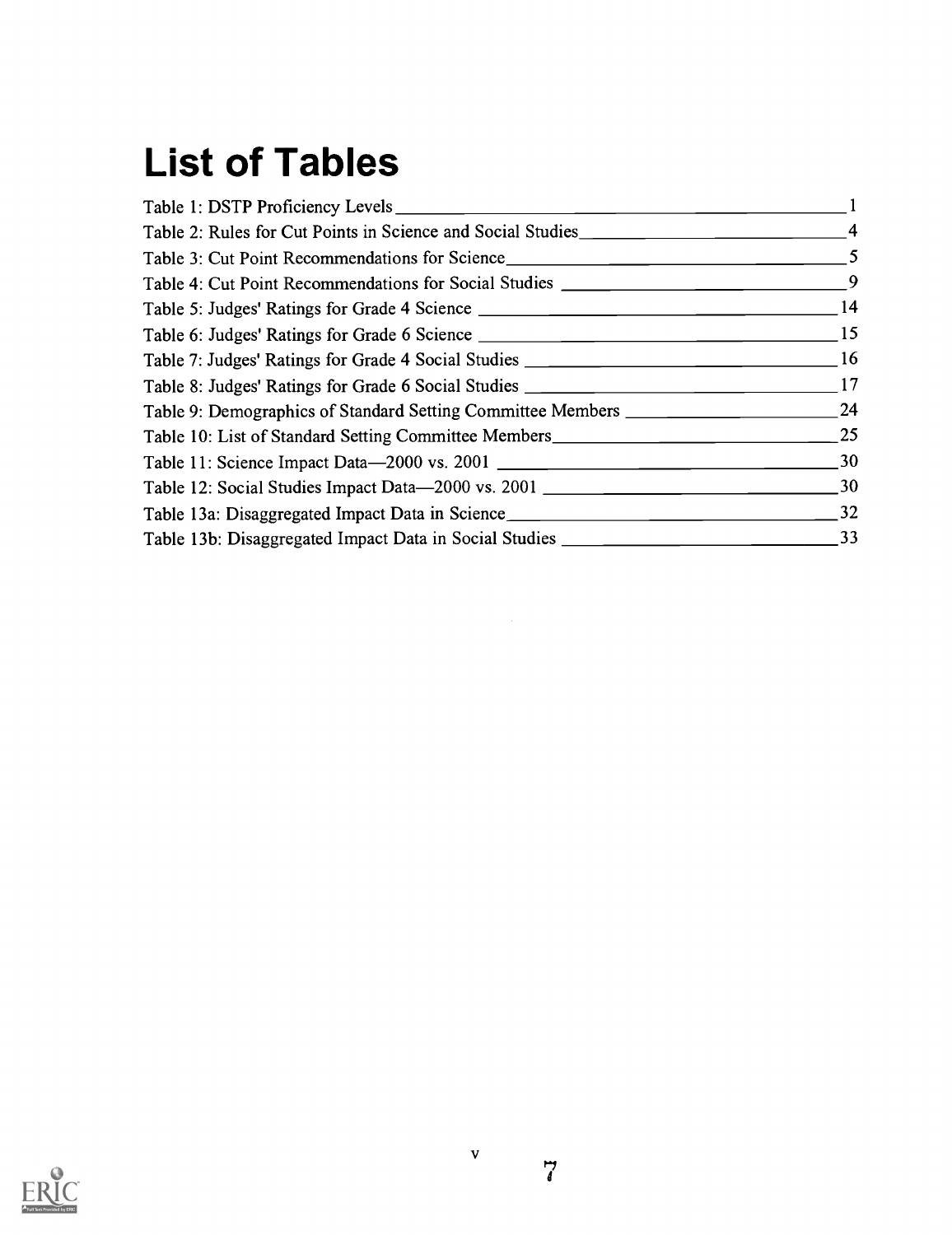# List of Tables

Table 1: DSTP Proficiency Levels ____ 1
Table 2: Rules for Cut Points in Science and Social Studies ____ 4
Table 3: Cut Point Recommendations for Science ____ 5
Table 4: Cut Point Recommendations for Social Studies ____ 9
Table 5: Judges' Ratings for Grade 4 Science ____ 14
Table 6: Judges' Ratings for Grade 6 Science ____ 15
Table 7: Judges' Ratings for Grade 4 Social Studies ____ 16
Table 8: Judges' Ratings for Grade 6 Social Studies ____ 17
Table 9: Demographics of Standard Setting Committee Members ____ 24
Table 10: List of Standard Setting Committee Members ____ 25
Table 11: Science Impact Data—2000 vs. 2001 ____ 30
Table 12: Social Studies Impact Data—2000 vs. 2001 ____ 30
Table 13a: Disaggregated Impact Data in Science ____ 32
Table 13b: Disaggregated Impact Data in Social Studies ____ 33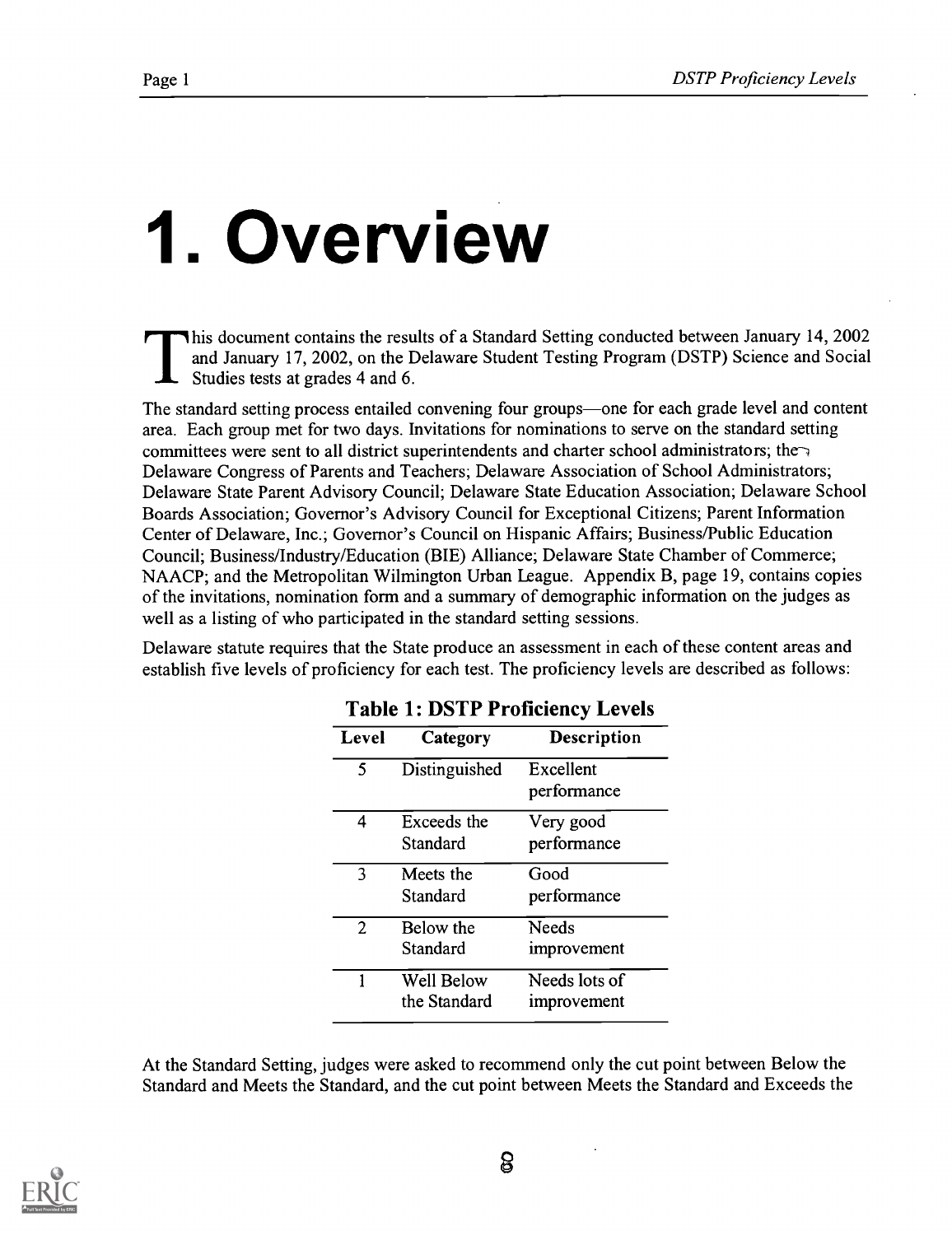# 1. Overview

This document contains the results of a Standard Setting conducted between January 14, 2002 and January 17, 2002, on the Delaware Student Testing Program (DSTP) Science and Social Studies tests at grades 4 and 6.

The standard setting process entailed convening four groups—one for each grade level and content area. Each group met for two days. Invitations for nominations to serve on the standard setting committees were sent to all district superintendents and charter school administrators; the Delaware Congress of Parents and Teachers; Delaware Association of School Administrators; Delaware State Parent Advisory Council; Delaware State Education Association; Delaware School Boards Association; Governor's Advisory Council for Exceptional Citizens; Parent Information Center of Delaware, Inc.; Governor's Council on Hispanic Affairs; Business/Public Education Council; Business/Industry/Education (BIE) Alliance; Delaware State Chamber of Commerce; NAACP; and the Metropolitan Wilmington Urban League. Appendix B, page 19, contains copies of the invitations, nomination form and a summary of demographic information on the judges as well as a listing of who participated in the standard setting sessions.

Delaware statute requires that the State produce an assessment in each of these content areas and establish five levels of proficiency for each test. The proficiency levels are described as follows:

**Table 1: DSTP Proficiency Levels**

| Level | Category | Description |
|---|---|---|
| 5 | Distinguished | Excellent performance |
| 4 | Exceeds the Standard | Very good performance |
| 3 | Meets the Standard | Good performance |
| 2 | Below the Standard | Needs improvement |
| 1 | Well Below the Standard | Needs lots of improvement |

At the Standard Setting, judges were asked to recommend only the cut point between Below the Standard and Meets the Standard, and the cut point between Meets the Standard and Exceeds the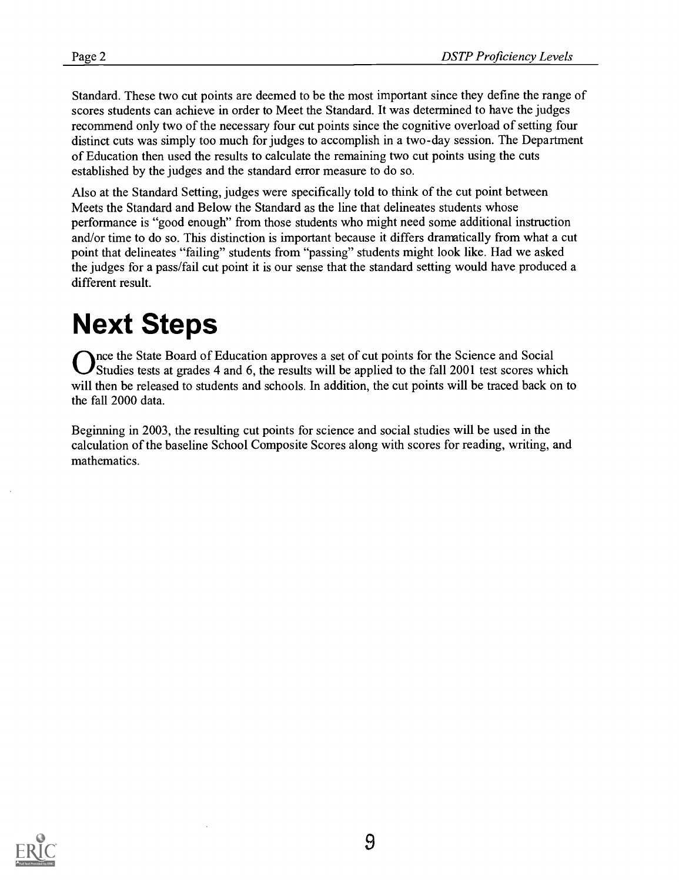Standard. These two cut points are deemed to be the most important since they define the range of scores students can achieve in order to Meet the Standard. It was determined to have the judges recommend only two of the necessary four cut points since the cognitive overload of setting four distinct cuts was simply too much for judges to accomplish in a two-day session. The Department of Education then used the results to calculate the remaining two cut points using the cuts established by the judges and the standard error measure to do so.

Also at the Standard Setting, judges were specifically told to think of the cut point between Meets the Standard and Below the Standard as the line that delineates students whose performance is "good enough" from those students who might need some additional instruction and/or time to do so. This distinction is important because it differs dramatically from what a cut point that delineates "failing" students from "passing" students might look like. Had we asked the judges for a pass/fail cut point it is our sense that the standard setting would have produced a different result.

# Next Steps

Once the State Board of Education approves a set of cut points for the Science and Social Studies tests at grades 4 and 6, the results will be applied to the fall 2001 test scores which will then be released to students and schools. In addition, the cut points will be traced back on to the fall 2000 data.

Beginning in 2003, the resulting cut points for science and social studies will be used in the calculation of the baseline School Composite Scores along with scores for reading, writing, and mathematics.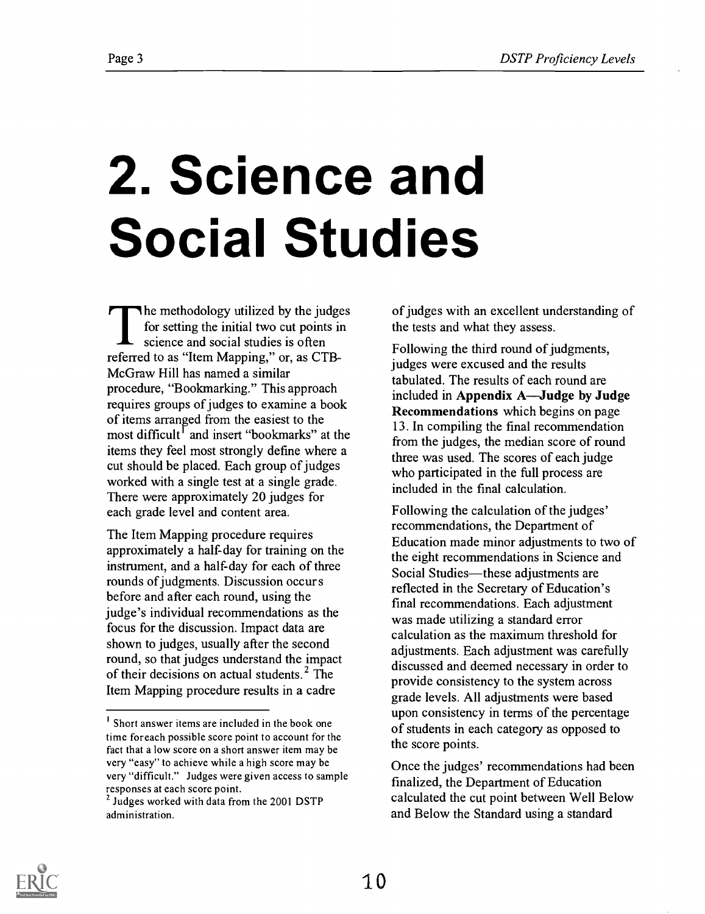# 2. Science and Social Studies

The methodology utilized by the judges for setting the initial two cut points in science and social studies is often referred to as "Item Mapping," or, as CTB-McGraw Hill has named a similar procedure, "Bookmarking." This approach requires groups of judges to examine a book of items arranged from the easiest to the most difficult[1] and insert "bookmarks" at the items they feel most strongly define where a cut should be placed. Each group of judges worked with a single test at a single grade. There were approximately 20 judges for each grade level and content area.

The Item Mapping procedure requires approximately a half-day for training on the instrument, and a half-day for each of three rounds of judgments. Discussion occurs before and after each round, using the judge's individual recommendations as the focus for the discussion. Impact data are shown to judges, usually after the second round, so that judges understand the impact of their decisions on actual students.[2] The Item Mapping procedure results in a cadre of judges with an excellent understanding of the tests and what they assess.

Following the third round of judgments, judges were excused and the results tabulated. The results of each round are included in **Appendix A—Judge by Judge Recommendations** which begins on page 13. In compiling the final recommendation from the judges, the median score of round three was used. The scores of each judge who participated in the full process are included in the final calculation.

Following the calculation of the judges' recommendations, the Department of Education made minor adjustments to two of the eight recommendations in Science and Social Studies—these adjustments are reflected in the Secretary of Education's final recommendations. Each adjustment was made utilizing a standard error calculation as the maximum threshold for adjustments. Each adjustment was carefully discussed and deemed necessary in order to provide consistency to the system across grade levels. All adjustments were based upon consistency in terms of the percentage of students in each category as opposed to the score points.

Once the judges' recommendations had been finalized, the Department of Education calculated the cut point between Well Below and Below the Standard using a standard

---

[1] Short answer items are included in the book one time foreach possible score point to account for the fact that a low score on a short answer item may be very "easy" to achieve while a high score may be very "difficult." Judges were given access to sample responses at each score point.

[2] Judges worked with data from the 2001 DSTP administration.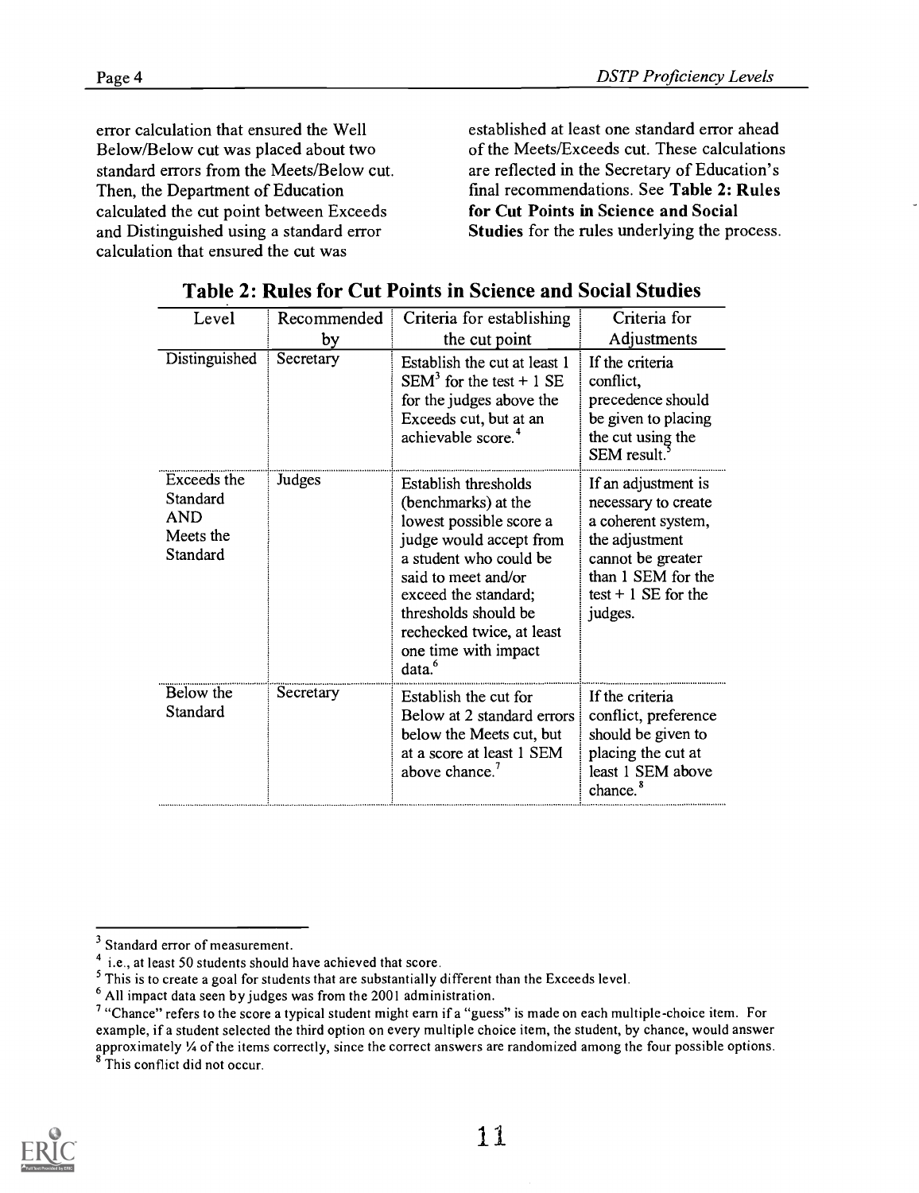error calculation that ensured the Well Below/Below cut was placed about two standard errors from the Meets/Below cut. Then, the Department of Education calculated the cut point between Exceeds and Distinguished using a standard error calculation that ensured the cut was established at least one standard error ahead of the Meets/Exceeds cut. These calculations are reflected in the Secretary of Education's final recommendations. See **Table 2: Rules for Cut Points in Science and Social Studies** for the rules underlying the process.

## Table 2: Rules for Cut Points in Science and Social Studies

| Level | Recommended by | Criteria for establishing the cut point | Criteria for Adjustments |
|---|---|---|---|
| Distinguished | Secretary | Establish the cut at least 1 SEM[3] for the test + 1 SE for the judges above the Exceeds cut, but at an achievable score.[4] | If the criteria conflict, precedence should be given to placing the cut using the SEM result.[5] |
| Exceeds the Standard AND Meets the Standard | Judges | Establish thresholds (benchmarks) at the lowest possible score a judge would accept from a student who could be said to meet and/or exceed the standard; thresholds should be rechecked twice, at least one time with impact data.[6] | If an adjustment is necessary to create a coherent system, the adjustment cannot be greater than 1 SEM for the test + 1 SE for the judges. |
| Below the Standard | Secretary | Establish the cut for Below at 2 standard errors below the Meets cut, but at a score at least 1 SEM above chance.[7] | If the criteria conflict, preference should be given to placing the cut at least 1 SEM above chance.[8] |

[3] Standard error of measurement.

[4] i.e., at least 50 students should have achieved that score.

[5] This is to create a goal for students that are substantially different than the Exceeds level.

[6] All impact data seen by judges was from the 2001 administration.

[7] "Chance" refers to the score a typical student might earn if a "guess" is made on each multiple-choice item. For example, if a student selected the third option on every multiple choice item, the student, by chance, would answer approximately ¼ of the items correctly, since the correct answers are randomized among the four possible options.

[8] This conflict did not occur.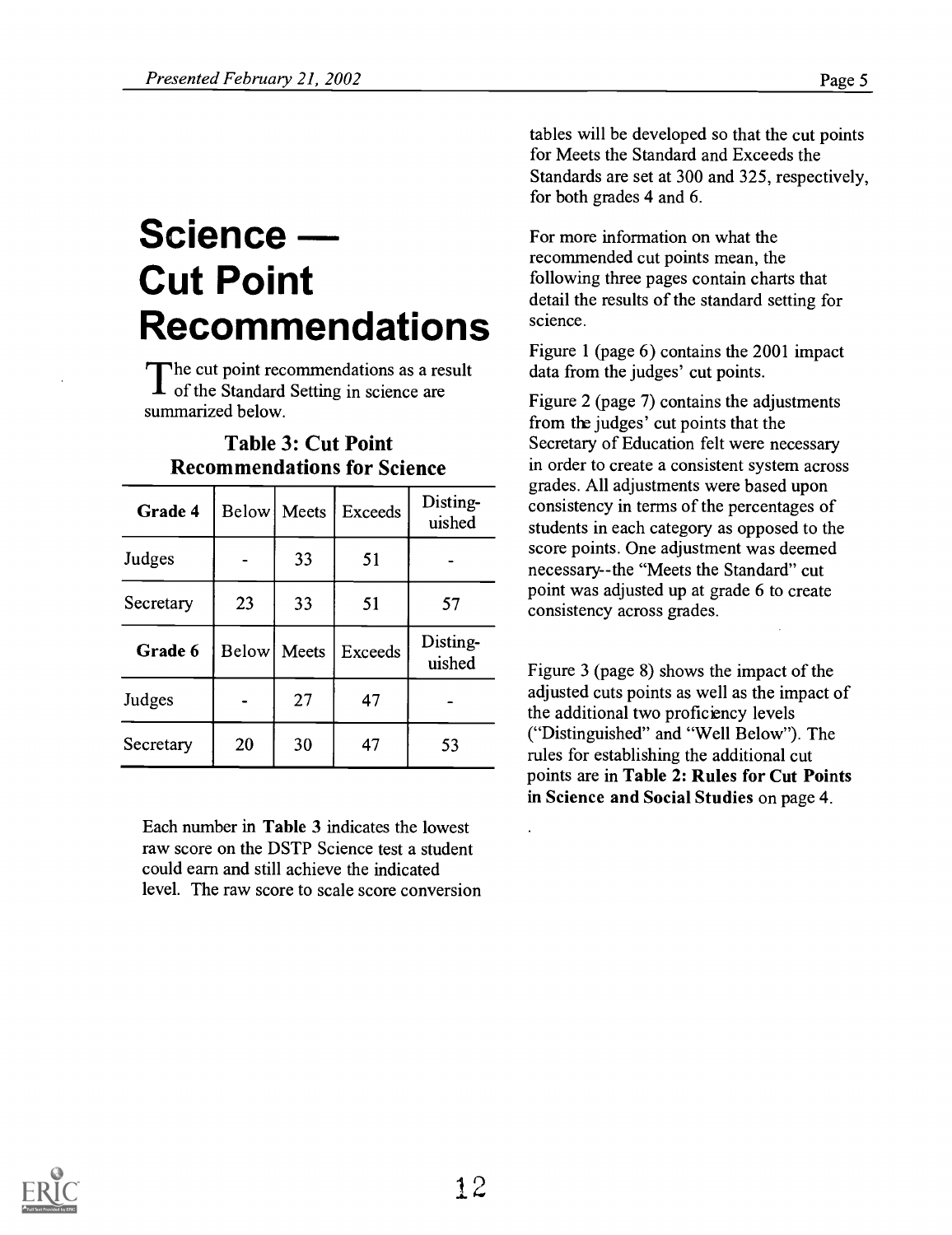# Science — Cut Point Recommendations

The cut point recommendations as a result of the Standard Setting in science are summarized below.

### Table 3: Cut Point Recommendations for Science

| Grade 4 | Below | Meets | Exceeds | Distinguished |
|---|---|---|---|---|
| Judges | - | 33 | 51 | - |
| Secretary | 23 | 33 | 51 | 57 |
| **Grade 6** | **Below** | **Meets** | **Exceeds** | **Distinguished** |
| Judges | - | 27 | 47 | - |
| Secretary | 20 | 30 | 47 | 53 |

Each number in **Table 3** indicates the lowest raw score on the DSTP Science test a student could earn and still achieve the indicated level. The raw score to scale score conversion tables will be developed so that the cut points for Meets the Standard and Exceeds the Standards are set at 300 and 325, respectively, for both grades 4 and 6.

For more information on what the recommended cut points mean, the following three pages contain charts that detail the results of the standard setting for science.

Figure 1 (page 6) contains the 2001 impact data from the judges' cut points.

Figure 2 (page 7) contains the adjustments from the judges' cut points that the Secretary of Education felt were necessary in order to create a consistent system across grades. All adjustments were based upon consistency in terms of the percentages of students in each category as opposed to the score points. One adjustment was deemed necessary--the "Meets the Standard" cut point was adjusted up at grade 6 to create consistency across grades.

Figure 3 (page 8) shows the impact of the adjusted cuts points as well as the impact of the additional two proficiency levels ("Distinguished" and "Well Below"). The rules for establishing the additional cut points are in **Table 2: Rules for Cut Points in Science and Social Studies** on page 4.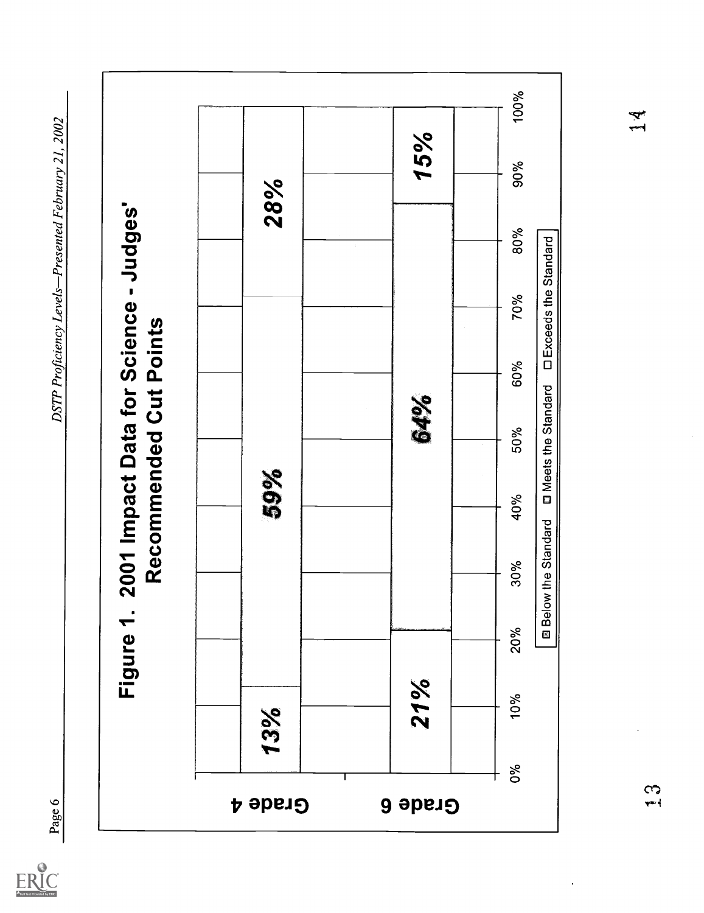**Figure 1. 2001 Impact Data for Science - Judges' Recommended Cut Points**

| | Below the Standard | Meets the Standard | Exceeds the Standard |
|---|---|---|---|
| Grade 4 | 13% | 59% | 28% |
| Grade 6 | 21% | 64% | 15% |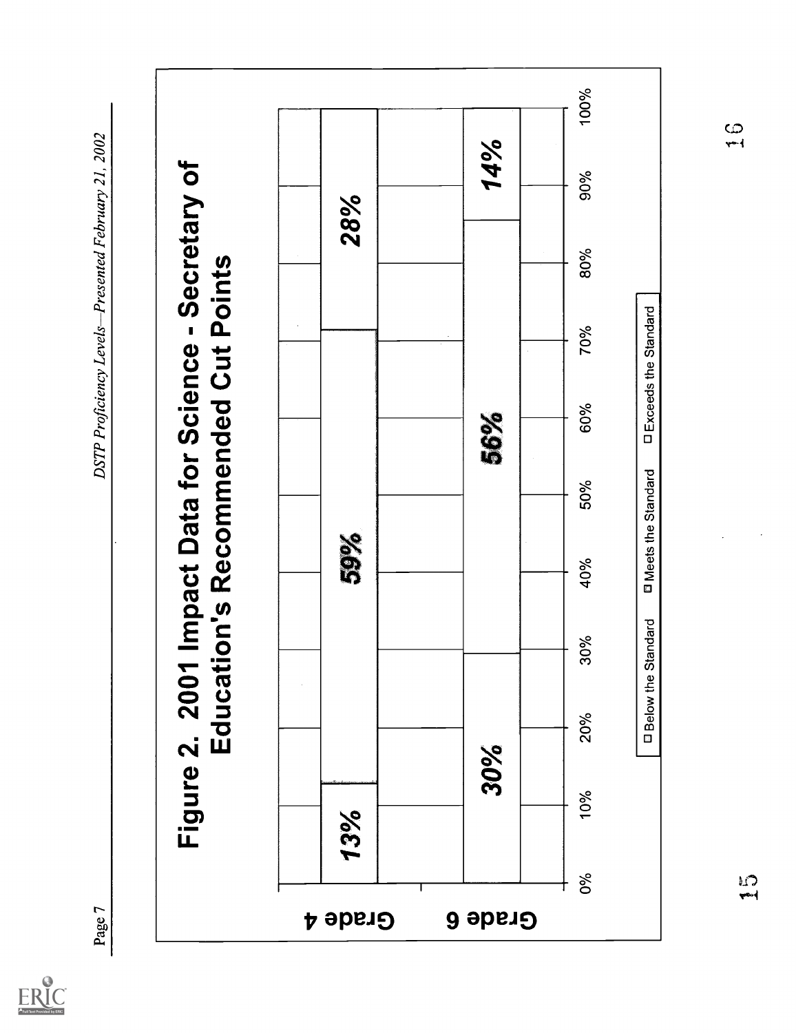# Figure 2. 2001 Impact Data for Science - Secretary of Education's Recommended Cut Points

| | Below the Standard | Meets the Standard | Exceeds the Standard |
|---|---|---|---|
| Grade 4 | 13% | 59% | 28% |
| Grade 6 | 30% | 56% | 14% |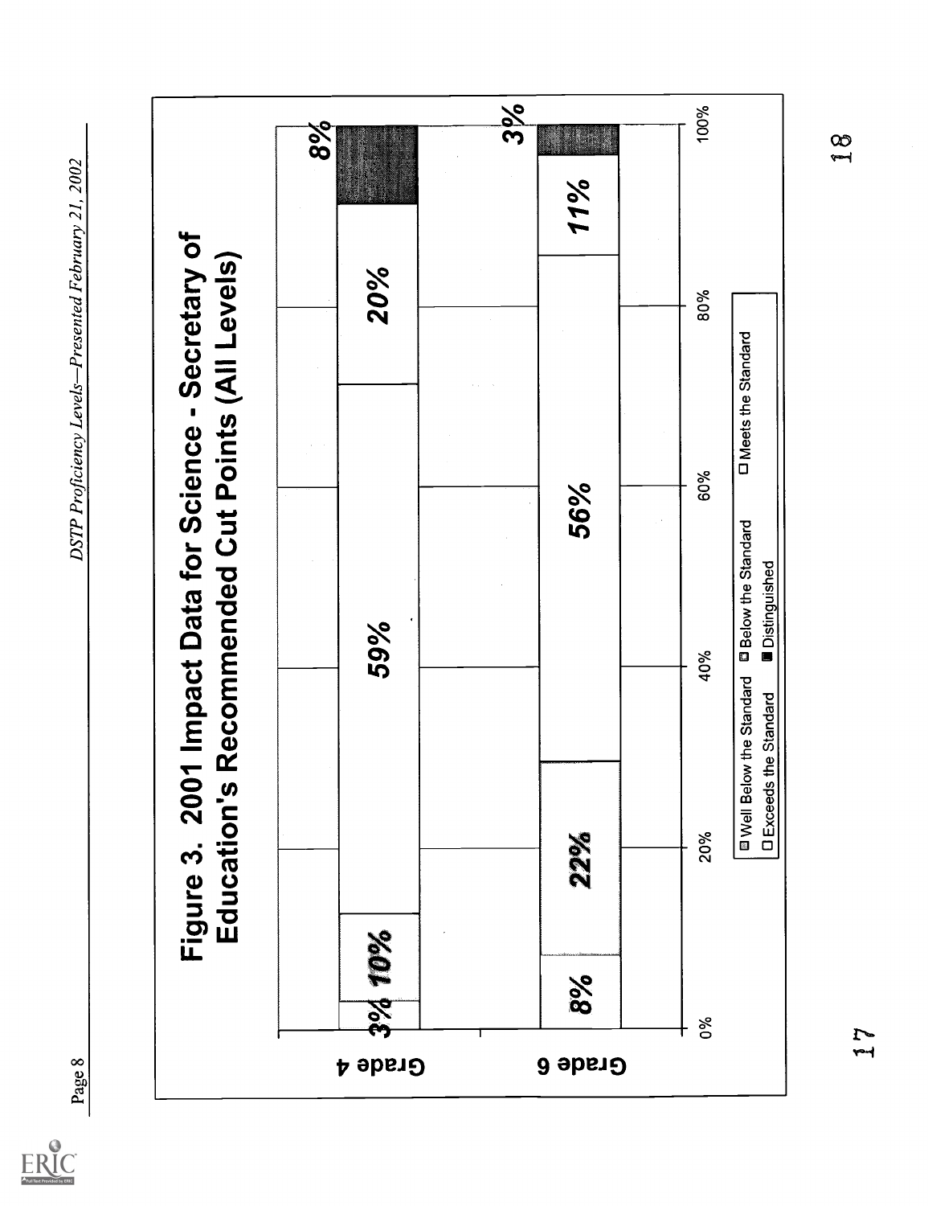**Figure 3. 2001 Impact Data for Science - Secretary of Education's Recommended Cut Points (All Levels)**

| | Well Below the Standard | Below the Standard | Meets the Standard | Exceeds the Standard | Distinguished |
|---|---|---|---|---|---|
| Grade 4 | 3% | 10% | 59% | 20% | 8% |
| Grade 6 | 8% | 22% | 56% | 11% | 3% |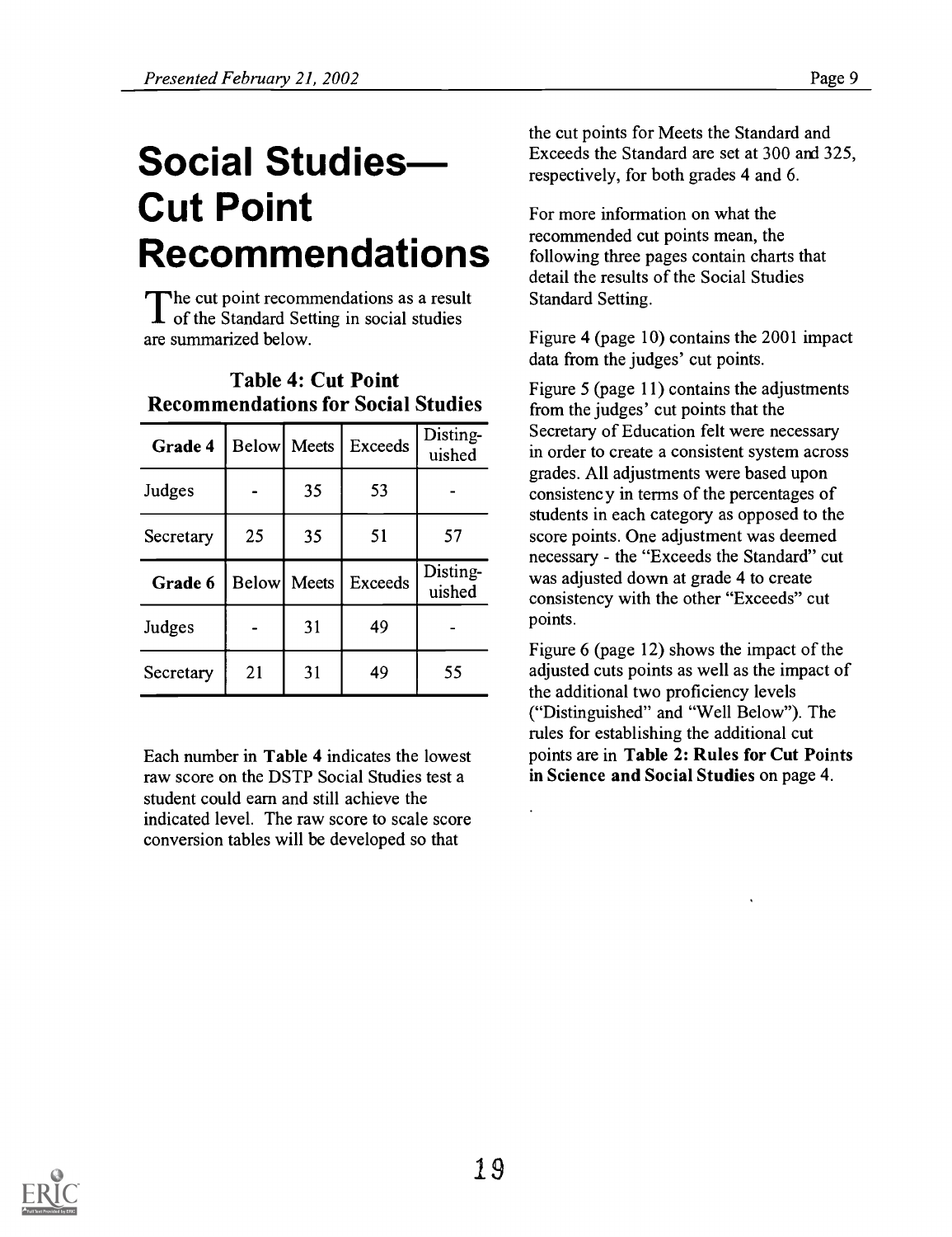# Social Studies—Cut Point Recommendations

The cut point recommendations as a result of the Standard Setting in social studies are summarized below.

**Table 4: Cut Point Recommendations for Social Studies**

| Grade 4 | Below | Meets | Exceeds | Distinguished |
|---|---|---|---|---|
| Judges | - | 35 | 53 | - |
| Secretary | 25 | 35 | 51 | 57 |
| **Grade 6** | **Below** | **Meets** | **Exceeds** | **Distinguished** |
| Judges | - | 31 | 49 | - |
| Secretary | 21 | 31 | 49 | 55 |

Each number in **Table 4** indicates the lowest raw score on the DSTP Social Studies test a student could earn and still achieve the indicated level. The raw score to scale score conversion tables will be developed so that the cut points for Meets the Standard and Exceeds the Standard are set at 300 and 325, respectively, for both grades 4 and 6.

For more information on what the recommended cut points mean, the following three pages contain charts that detail the results of the Social Studies Standard Setting.

Figure 4 (page 10) contains the 2001 impact data from the judges' cut points.

Figure 5 (page 11) contains the adjustments from the judges' cut points that the Secretary of Education felt were necessary in order to create a consistent system across grades. All adjustments were based upon consistency in terms of the percentages of students in each category as opposed to the score points. One adjustment was deemed necessary - the "Exceeds the Standard" cut was adjusted down at grade 4 to create consistency with the other "Exceeds" cut points.

Figure 6 (page 12) shows the impact of the adjusted cuts points as well as the impact of the additional two proficiency levels ("Distinguished" and "Well Below"). The rules for establishing the additional cut points are in **Table 2: Rules for Cut Points in Science and Social Studies** on page 4.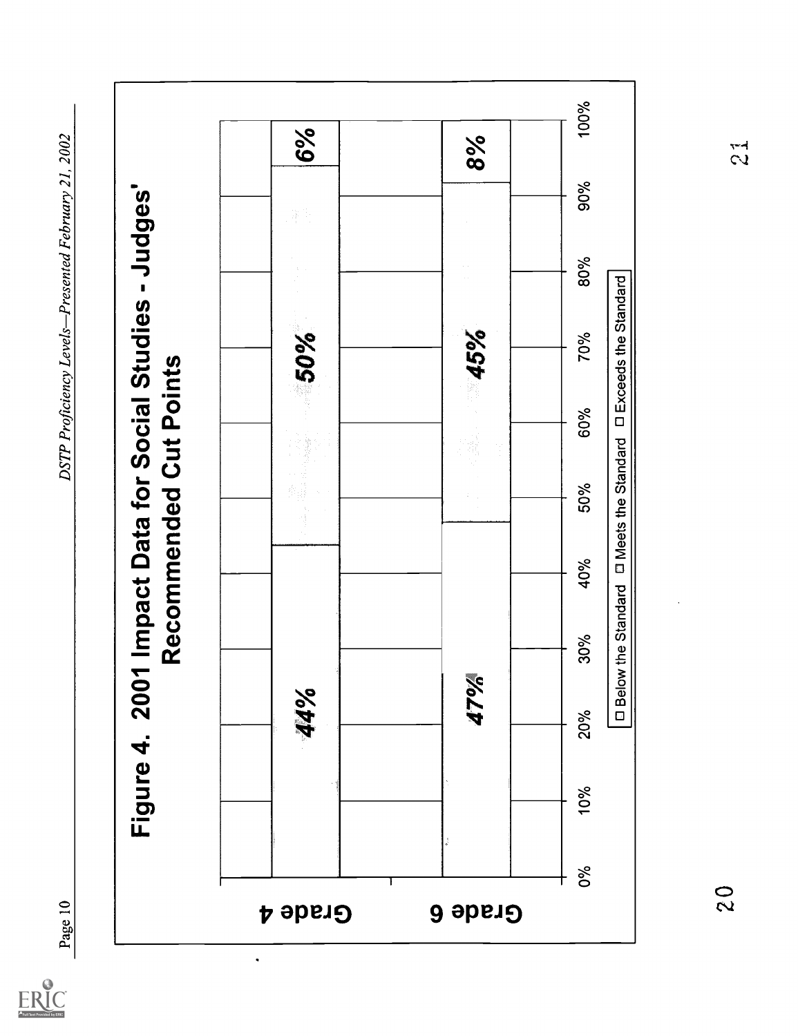# Figure 4. 2001 Impact Data for Social Studies - Judges' Recommended Cut Points

| | Below the Standard | Meets the Standard | Exceeds the Standard |
|---|---|---|---|
| Grade 4 | 44% | 50% | 6% |
| Grade 6 | 47% | 45% | 8% |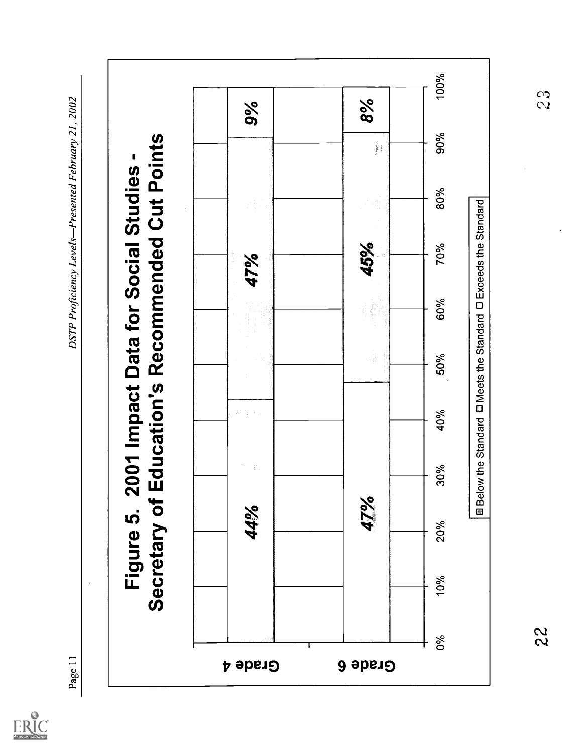# Figure 5. 2001 Impact Data for Social Studies - Secretary of Education's Recommended Cut Points

| | Below the Standard | Meets the Standard | Exceeds the Standard |
|---|---|---|---|
| Grade 4 | 44% | 47% | 9% |
| Grade 6 | 47% | 45% | 8% |

Below the Standard ☐ Meets the Standard ☐ Exceeds the Standard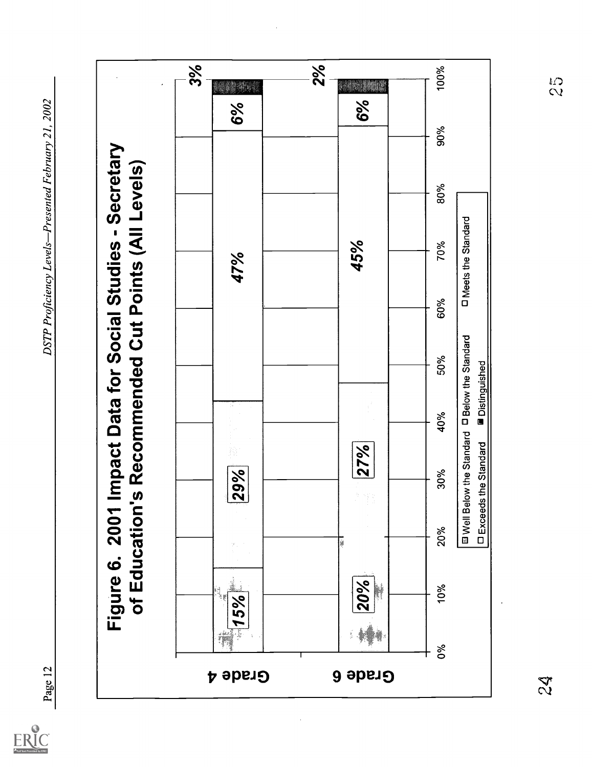## Figure 6. 2001 Impact Data for Social Studies - Secretary of Education's Recommended Cut Points (All Levels)

| | Well Below the Standard | Below the Standard | Meets the Standard | Exceeds the Standard | Distinguished |
|---|---|---|---|---|---|
| Grade 4 | 15% | 29% | 47% | 6% | 3% |
| Grade 6 | 20% | 27% | 45% | 6% | 2% |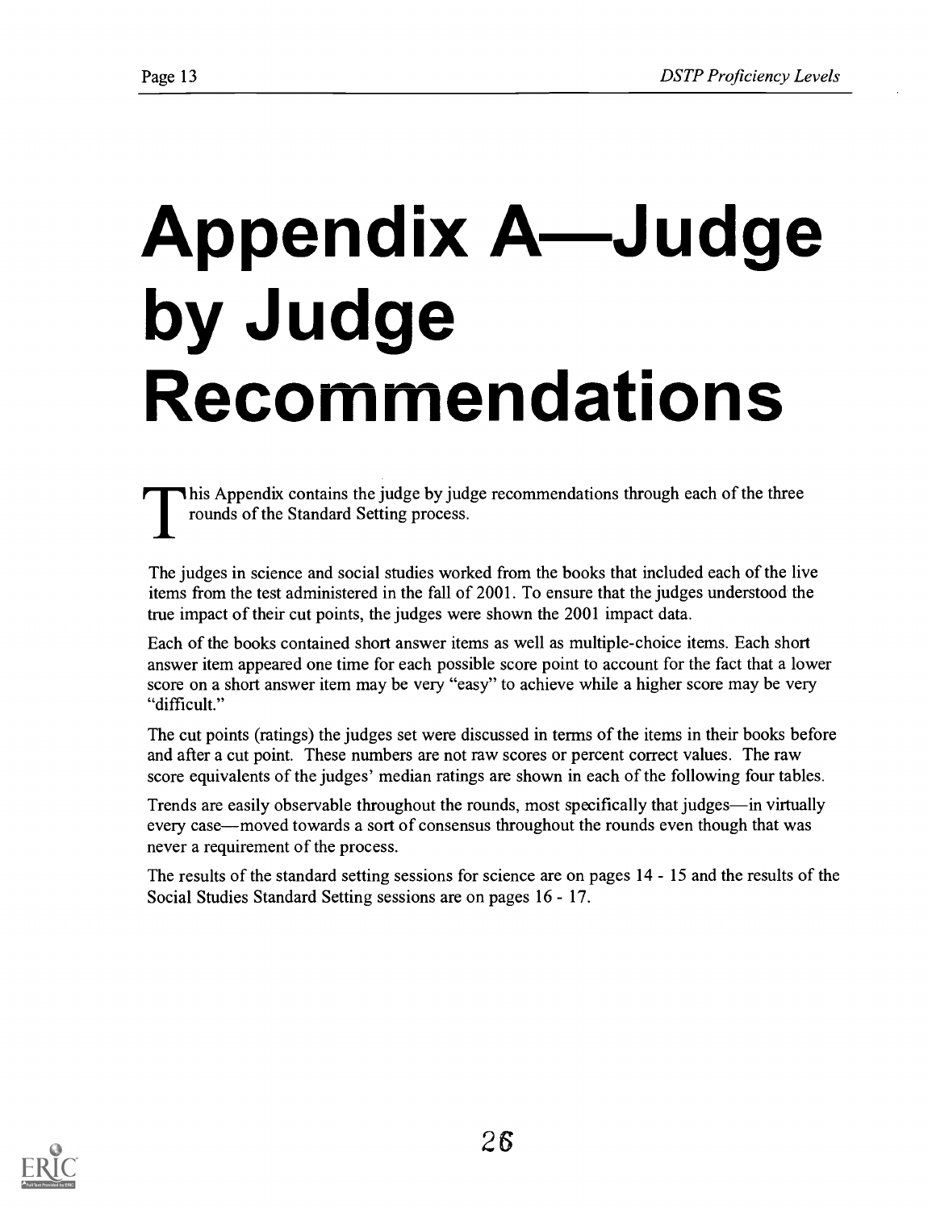# Appendix A—Judge by Judge Recommendations

This Appendix contains the judge by judge recommendations through each of the three rounds of the Standard Setting process.

The judges in science and social studies worked from the books that included each of the live items from the test administered in the fall of 2001. To ensure that the judges understood the true impact of their cut points, the judges were shown the 2001 impact data.

Each of the books contained short answer items as well as multiple-choice items. Each short answer item appeared one time for each possible score point to account for the fact that a lower score on a short answer item may be very "easy" to achieve while a higher score may be very "difficult."

The cut points (ratings) the judges set were discussed in terms of the items in their books before and after a cut point. These numbers are not raw scores or percent correct values. The raw score equivalents of the judges' median ratings are shown in each of the following four tables.

Trends are easily observable throughout the rounds, most specifically that judges—in virtually every case—moved towards a sort of consensus throughout the rounds even though that was never a requirement of the process.

The results of the standard setting sessions for science are on pages 14 - 15 and the results of the Social Studies Standard Setting sessions are on pages 16 - 17.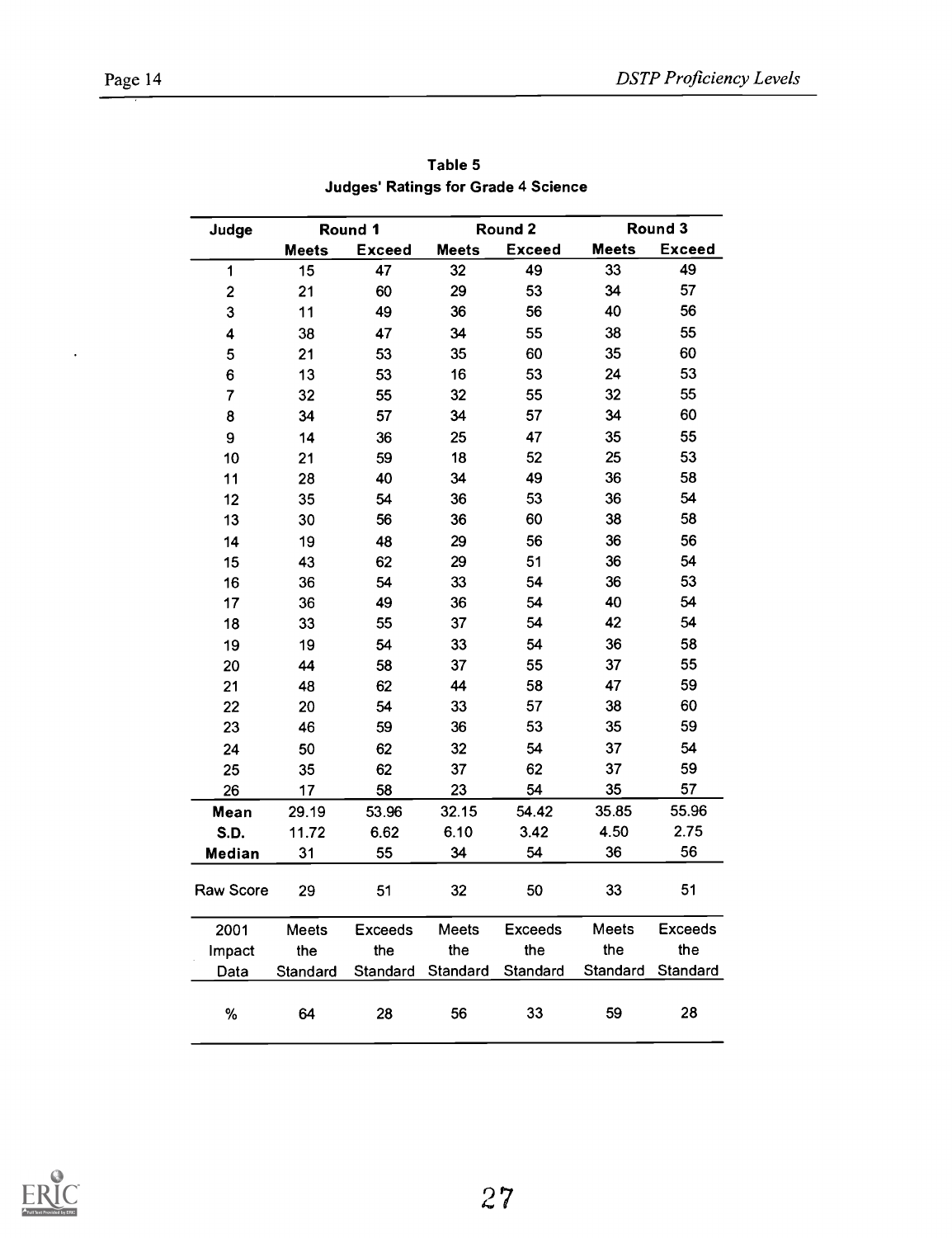**Table 5**
**Judges' Ratings for Grade 4 Science**

| Judge | Round 1 | | Round 2 | | Round 3 | |
|---|---|---|---|---|---|---|
| | **Meets** | **Exceed** | **Meets** | **Exceed** | **Meets** | **Exceed** |
| 1 | 15 | 47 | 32 | 49 | 33 | 49 |
| 2 | 21 | 60 | 29 | 53 | 34 | 57 |
| 3 | 11 | 49 | 36 | 56 | 40 | 56 |
| 4 | 38 | 47 | 34 | 55 | 38 | 55 |
| 5 | 21 | 53 | 35 | 60 | 35 | 60 |
| 6 | 13 | 53 | 16 | 53 | 24 | 53 |
| 7 | 32 | 55 | 32 | 55 | 32 | 55 |
| 8 | 34 | 57 | 34 | 57 | 34 | 60 |
| 9 | 14 | 36 | 25 | 47 | 35 | 55 |
| 10 | 21 | 59 | 18 | 52 | 25 | 53 |
| 11 | 28 | 40 | 34 | 49 | 36 | 58 |
| 12 | 35 | 54 | 36 | 53 | 36 | 54 |
| 13 | 30 | 56 | 36 | 60 | 38 | 58 |
| 14 | 19 | 48 | 29 | 56 | 36 | 56 |
| 15 | 43 | 62 | 29 | 51 | 36 | 54 |
| 16 | 36 | 54 | 33 | 54 | 36 | 53 |
| 17 | 36 | 49 | 36 | 54 | 40 | 54 |
| 18 | 33 | 55 | 37 | 54 | 42 | 54 |
| 19 | 19 | 54 | 33 | 54 | 36 | 58 |
| 20 | 44 | 58 | 37 | 55 | 37 | 55 |
| 21 | 48 | 62 | 44 | 58 | 47 | 59 |
| 22 | 20 | 54 | 33 | 57 | 38 | 60 |
| 23 | 46 | 59 | 36 | 53 | 35 | 59 |
| 24 | 50 | 62 | 32 | 54 | 37 | 54 |
| 25 | 35 | 62 | 37 | 62 | 37 | 59 |
| 26 | 17 | 58 | 23 | 54 | 35 | 57 |
| **Mean** | 29.19 | 53.96 | 32.15 | 54.42 | 35.85 | 55.96 |
| **S.D.** | 11.72 | 6.62 | 6.10 | 3.42 | 4.50 | 2.75 |
| **Median** | 31 | 55 | 34 | 54 | 36 | 56 |
| Raw Score | 29 | 51 | 32 | 50 | 33 | 51 |
| 2001 Impact Data | Meets the Standard | Exceeds the Standard | Meets the Standard | Exceeds the Standard | Meets the Standard | Exceeds the Standard |
| % | 64 | 28 | 56 | 33 | 59 | 28 |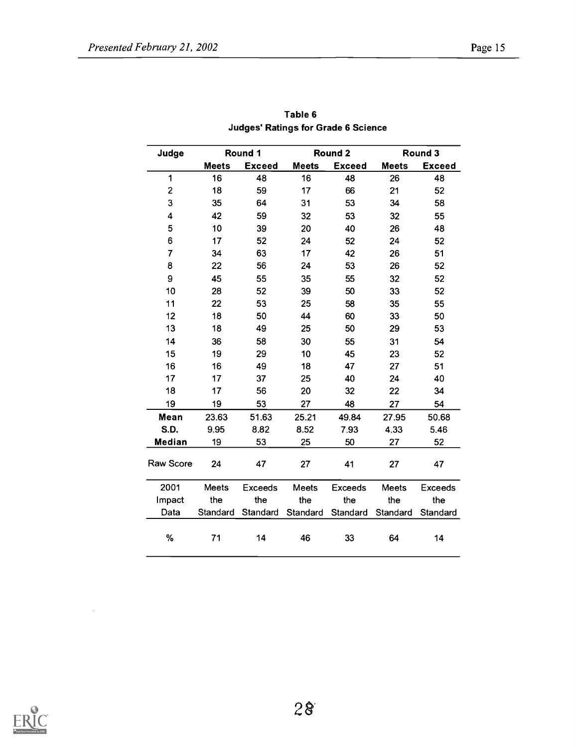**Table 6**
**Judges' Ratings for Grade 6 Science**

| Judge | Round 1 | | Round 2 | | Round 3 | |
|---|---|---|---|---|---|---|
| | **Meets** | **Exceed** | **Meets** | **Exceed** | **Meets** | **Exceed** |
| 1 | 16 | 48 | 16 | 48 | 26 | 48 |
| 2 | 18 | 59 | 17 | 66 | 21 | 52 |
| 3 | 35 | 64 | 31 | 53 | 34 | 58 |
| 4 | 42 | 59 | 32 | 53 | 32 | 55 |
| 5 | 10 | 39 | 20 | 40 | 26 | 48 |
| 6 | 17 | 52 | 24 | 52 | 24 | 52 |
| 7 | 34 | 63 | 17 | 42 | 26 | 51 |
| 8 | 22 | 56 | 24 | 53 | 26 | 52 |
| 9 | 45 | 55 | 35 | 55 | 32 | 52 |
| 10 | 28 | 52 | 39 | 50 | 33 | 52 |
| 11 | 22 | 53 | 25 | 58 | 35 | 55 |
| 12 | 18 | 50 | 44 | 60 | 33 | 50 |
| 13 | 18 | 49 | 25 | 50 | 29 | 53 |
| 14 | 36 | 58 | 30 | 55 | 31 | 54 |
| 15 | 19 | 29 | 10 | 45 | 23 | 52 |
| 16 | 16 | 49 | 18 | 47 | 27 | 51 |
| 17 | 17 | 37 | 25 | 40 | 24 | 40 |
| 18 | 17 | 56 | 20 | 32 | 22 | 34 |
| 19 | 19 | 53 | 27 | 48 | 27 | 54 |
| **Mean** | 23.63 | 51.63 | 25.21 | 49.84 | 27.95 | 50.68 |
| **S.D.** | 9.95 | 8.82 | 8.52 | 7.93 | 4.33 | 5.46 |
| **Median** | 19 | 53 | 25 | 50 | 27 | 52 |
| Raw Score | 24 | 47 | 27 | 41 | 27 | 47 |
| 2001 Impact Data | Meets the Standard | Exceeds the Standard | Meets the Standard | Exceeds the Standard | Meets the Standard | Exceeds the Standard |
| % | 71 | 14 | 46 | 33 | 64 | 14 |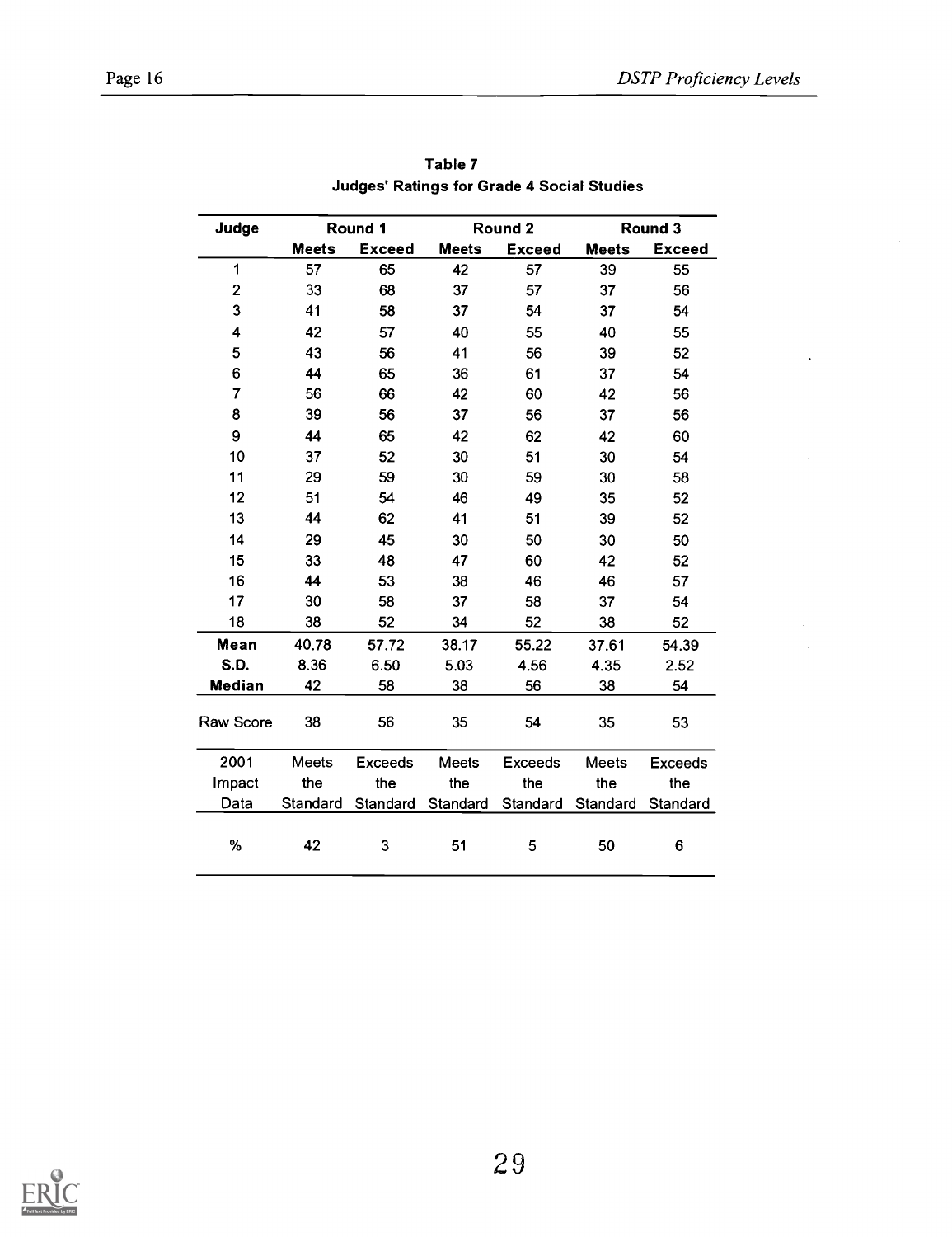**Table 7**
**Judges' Ratings for Grade 4 Social Studies**

| Judge | Round 1 | | Round 2 | | Round 3 | |
|---|---|---|---|---|---|---|
| | **Meets** | **Exceed** | **Meets** | **Exceed** | **Meets** | **Exceed** |
| 1 | 57 | 65 | 42 | 57 | 39 | 55 |
| 2 | 33 | 68 | 37 | 57 | 37 | 56 |
| 3 | 41 | 58 | 37 | 54 | 37 | 54 |
| 4 | 42 | 57 | 40 | 55 | 40 | 55 |
| 5 | 43 | 56 | 41 | 56 | 39 | 52 |
| 6 | 44 | 65 | 36 | 61 | 37 | 54 |
| 7 | 56 | 66 | 42 | 60 | 42 | 56 |
| 8 | 39 | 56 | 37 | 56 | 37 | 56 |
| 9 | 44 | 65 | 42 | 62 | 42 | 60 |
| 10 | 37 | 52 | 30 | 51 | 30 | 54 |
| 11 | 29 | 59 | 30 | 59 | 30 | 58 |
| 12 | 51 | 54 | 46 | 49 | 35 | 52 |
| 13 | 44 | 62 | 41 | 51 | 39 | 52 |
| 14 | 29 | 45 | 30 | 50 | 30 | 50 |
| 15 | 33 | 48 | 47 | 60 | 42 | 52 |
| 16 | 44 | 53 | 38 | 46 | 46 | 57 |
| 17 | 30 | 58 | 37 | 58 | 37 | 54 |
| 18 | 38 | 52 | 34 | 52 | 38 | 52 |
| **Mean** | 40.78 | 57.72 | 38.17 | 55.22 | 37.61 | 54.39 |
| **S.D.** | 8.36 | 6.50 | 5.03 | 4.56 | 4.35 | 2.52 |
| **Median** | 42 | 58 | 38 | 56 | 38 | 54 |
| Raw Score | 38 | 56 | 35 | 54 | 35 | 53 |
| 2001 Impact Data | Meets the Standard | Exceeds the Standard | Meets the Standard | Exceeds the Standard | Meets the Standard | Exceeds the Standard |
| % | 42 | 3 | 51 | 5 | 50 | 6 |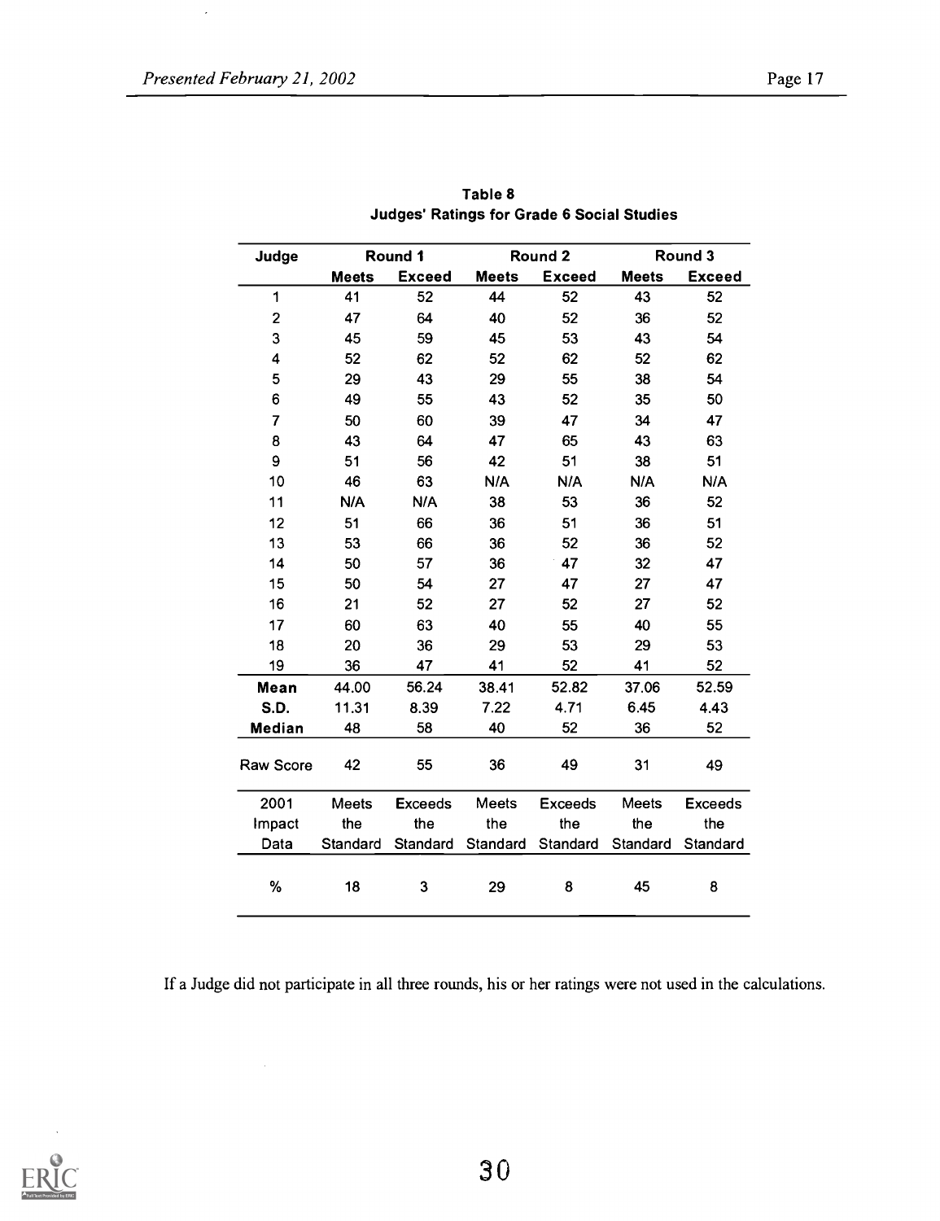**Table 8**
**Judges' Ratings for Grade 6 Social Studies**

| Judge | Round 1 | | Round 2 | | Round 3 | |
|---|---|---|---|---|---|---|
| | **Meets** | **Exceed** | **Meets** | **Exceed** | **Meets** | **Exceed** |
| 1 | 41 | 52 | 44 | 52 | 43 | 52 |
| 2 | 47 | 64 | 40 | 52 | 36 | 52 |
| 3 | 45 | 59 | 45 | 53 | 43 | 54 |
| 4 | 52 | 62 | 52 | 62 | 52 | 62 |
| 5 | 29 | 43 | 29 | 55 | 38 | 54 |
| 6 | 49 | 55 | 43 | 52 | 35 | 50 |
| 7 | 50 | 60 | 39 | 47 | 34 | 47 |
| 8 | 43 | 64 | 47 | 65 | 43 | 63 |
| 9 | 51 | 56 | 42 | 51 | 38 | 51 |
| 10 | 46 | 63 | N/A | N/A | N/A | N/A |
| 11 | N/A | N/A | 38 | 53 | 36 | 52 |
| 12 | 51 | 66 | 36 | 51 | 36 | 51 |
| 13 | 53 | 66 | 36 | 52 | 36 | 52 |
| 14 | 50 | 57 | 36 | 47 | 32 | 47 |
| 15 | 50 | 54 | 27 | 47 | 27 | 47 |
| 16 | 21 | 52 | 27 | 52 | 27 | 52 |
| 17 | 60 | 63 | 40 | 55 | 40 | 55 |
| 18 | 20 | 36 | 29 | 53 | 29 | 53 |
| 19 | 36 | 47 | 41 | 52 | 41 | 52 |
| **Mean** | 44.00 | 56.24 | 38.41 | 52.82 | 37.06 | 52.59 |
| **S.D.** | 11.31 | 8.39 | 7.22 | 4.71 | 6.45 | 4.43 |
| **Median** | 48 | 58 | 40 | 52 | 36 | 52 |
| Raw Score | 42 | 55 | 36 | 49 | 31 | 49 |
| 2001 Impact Data | Meets the Standard | Exceeds the Standard | Meets the Standard | Exceeds the Standard | Meets the Standard | Exceeds the Standard |
| % | 18 | 3 | 29 | 8 | 45 | 8 |

If a Judge did not participate in all three rounds, his or her ratings were not used in the calculations.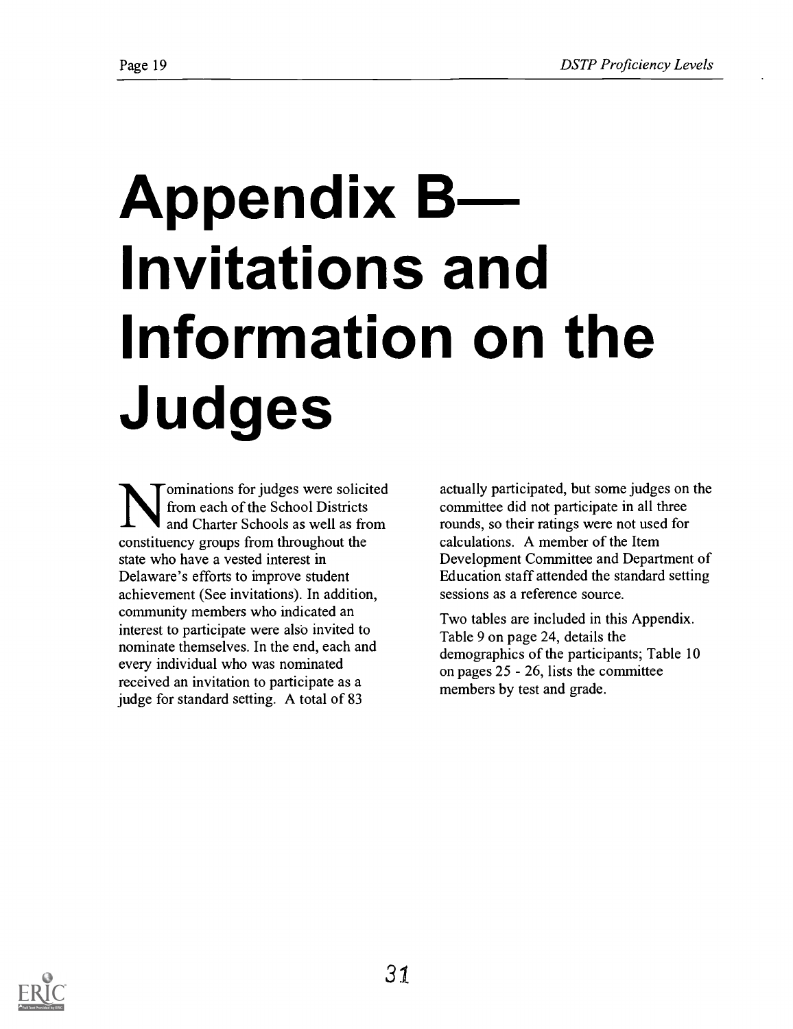# Appendix B—Invitations and Information on the Judges

Nominations for judges were solicited from each of the School Districts and Charter Schools as well as from constituency groups from throughout the state who have a vested interest in Delaware's efforts to improve student achievement (See invitations). In addition, community members who indicated an interest to participate were also invited to nominate themselves. In the end, each and every individual who was nominated received an invitation to participate as a judge for standard setting. A total of 83 actually participated, but some judges on the committee did not participate in all three rounds, so their ratings were not used for calculations. A member of the Item Development Committee and Department of Education staff attended the standard setting sessions as a reference source.

Two tables are included in this Appendix. Table 9 on page 24, details the demographics of the participants; Table 10 on pages 25 - 26, lists the committee members by test and grade.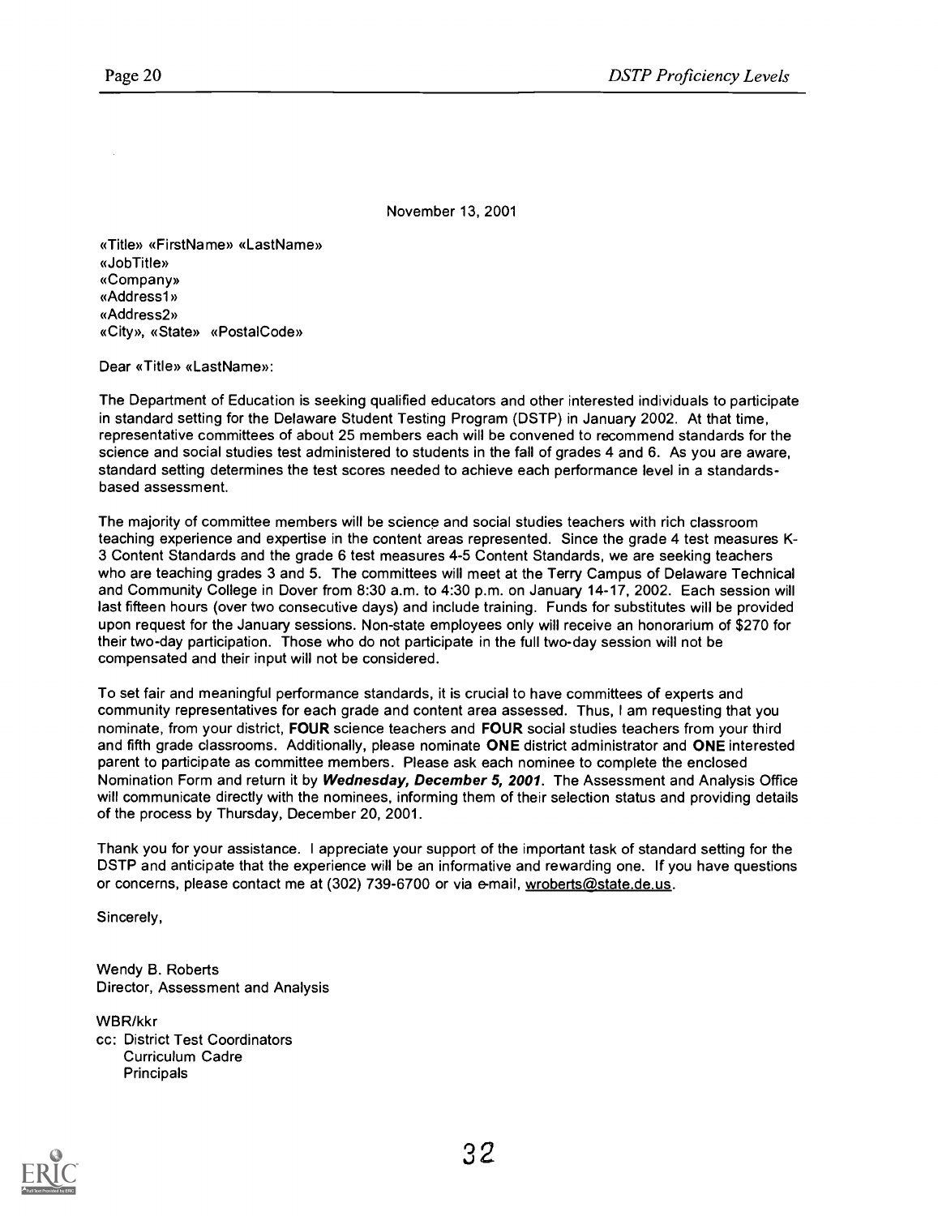November 13, 2001

«Title» «FirstName» «LastName»
«JobTitle»
«Company»
«Address1»
«Address2»
«City», «State» «PostalCode»

Dear «Title» «LastName»:

The Department of Education is seeking qualified educators and other interested individuals to participate in standard setting for the Delaware Student Testing Program (DSTP) in January 2002. At that time, representative committees of about 25 members each will be convened to recommend standards for the science and social studies test administered to students in the fall of grades 4 and 6. As you are aware, standard setting determines the test scores needed to achieve each performance level in a standards-based assessment.

The majority of committee members will be science and social studies teachers with rich classroom teaching experience and expertise in the content areas represented. Since the grade 4 test measures K-3 Content Standards and the grade 6 test measures 4-5 Content Standards, we are seeking teachers who are teaching grades 3 and 5. The committees will meet at the Terry Campus of Delaware Technical and Community College in Dover from 8:30 a.m. to 4:30 p.m. on January 14-17, 2002. Each session will last fifteen hours (over two consecutive days) and include training. Funds for substitutes will be provided upon request for the January sessions. Non-state employees only will receive an honorarium of $270 for their two-day participation. Those who do not participate in the full two-day session will not be compensated and their input will not be considered.

To set fair and meaningful performance standards, it is crucial to have committees of experts and community representatives for each grade and content area assessed. Thus, I am requesting that you nominate, from your district, **FOUR** science teachers and **FOUR** social studies teachers from your third and fifth grade classrooms. Additionally, please nominate **ONE** district administrator and **ONE** interested parent to participate as committee members. Please ask each nominee to complete the enclosed Nomination Form and return it by ***Wednesday, December 5, 2001***. The Assessment and Analysis Office will communicate directly with the nominees, informing them of their selection status and providing details of the process by Thursday, December 20, 2001.

Thank you for your assistance. I appreciate your support of the important task of standard setting for the DSTP and anticipate that the experience will be an informative and rewarding one. If you have questions or concerns, please contact me at (302) 739-6700 or via e-mail, wroberts@state.de.us.

Sincerely,

Wendy B. Roberts
Director, Assessment and Analysis

WBR/kkr
cc: District Test Coordinators
Curriculum Cadre
Principals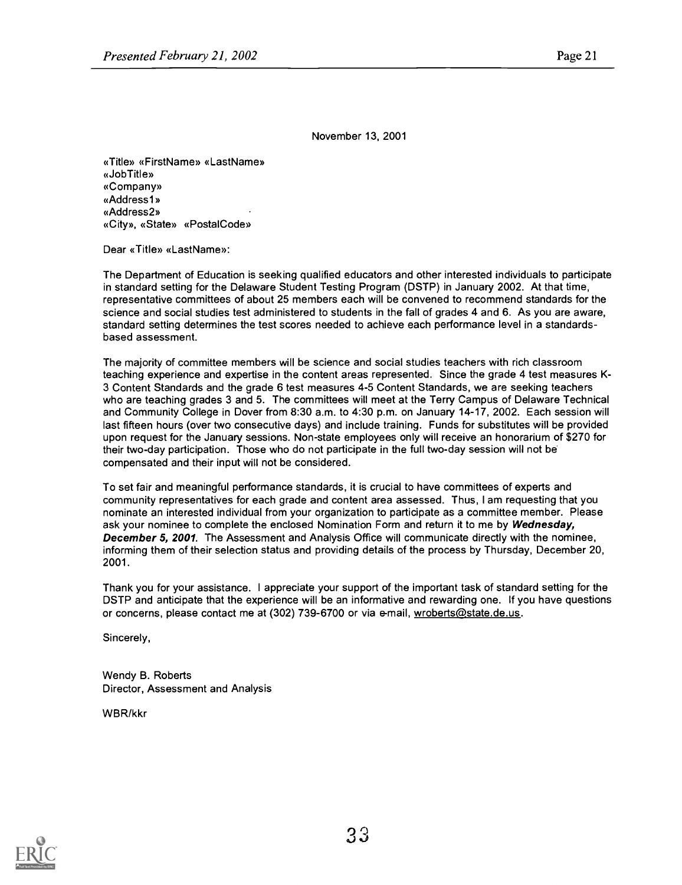November 13, 2001

«Title» «FirstName» «LastName»
«JobTitle»
«Company»
«Address1»
«Address2»
«City», «State» «PostalCode»

Dear «Title» «LastName»:

The Department of Education is seeking qualified educators and other interested individuals to participate in standard setting for the Delaware Student Testing Program (DSTP) in January 2002. At that time, representative committees of about 25 members each will be convened to recommend standards for the science and social studies test administered to students in the fall of grades 4 and 6. As you are aware, standard setting determines the test scores needed to achieve each performance level in a standards-based assessment.

The majority of committee members will be science and social studies teachers with rich classroom teaching experience and expertise in the content areas represented. Since the grade 4 test measures K-3 Content Standards and the grade 6 test measures 4-5 Content Standards, we are seeking teachers who are teaching grades 3 and 5. The committees will meet at the Terry Campus of Delaware Technical and Community College in Dover from 8:30 a.m. to 4:30 p.m. on January 14-17, 2002. Each session will last fifteen hours (over two consecutive days) and include training. Funds for substitutes will be provided upon request for the January sessions. Non-state employees only will receive an honorarium of $270 for their two-day participation. Those who do not participate in the full two-day session will not be compensated and their input will not be considered.

To set fair and meaningful performance standards, it is crucial to have committees of experts and community representatives for each grade and content area assessed. Thus, I am requesting that you nominate an interested individual from your organization to participate as a committee member. Please ask your nominee to complete the enclosed Nomination Form and return it to me by ***Wednesday, December 5, 2001***. The Assessment and Analysis Office will communicate directly with the nominee, informing them of their selection status and providing details of the process by Thursday, December 20, 2001.

Thank you for your assistance. I appreciate your support of the important task of standard setting for the DSTP and anticipate that the experience will be an informative and rewarding one. If you have questions or concerns, please contact me at (302) 739-6700 or via e-mail, wroberts@state.de.us.

Sincerely,

Wendy B. Roberts
Director, Assessment and Analysis

WBR/kkr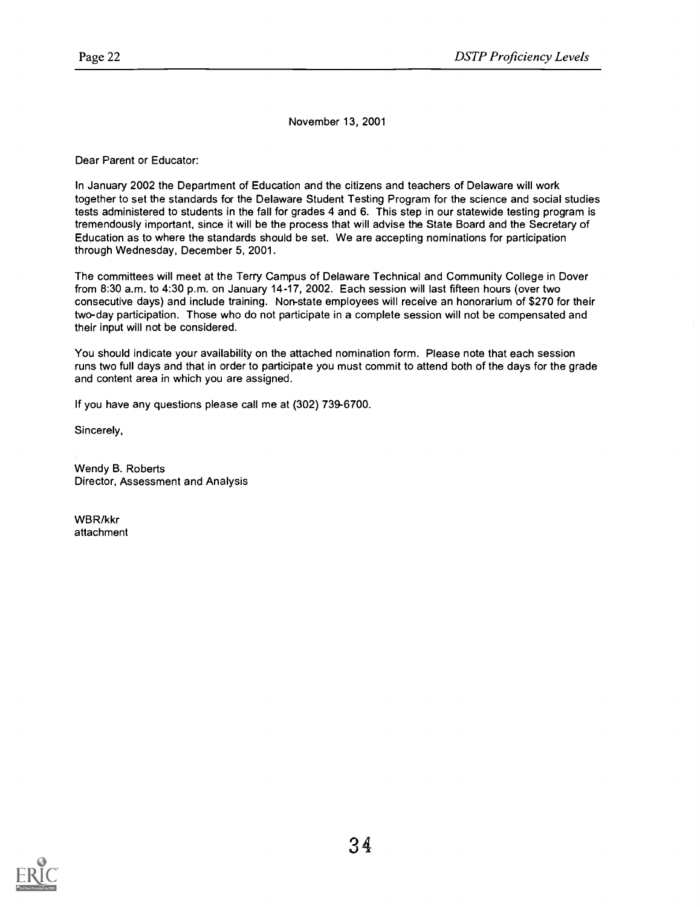November 13, 2001

Dear Parent or Educator:

In January 2002 the Department of Education and the citizens and teachers of Delaware will work together to set the standards for the Delaware Student Testing Program for the science and social studies tests administered to students in the fall for grades 4 and 6. This step in our statewide testing program is tremendously important, since it will be the process that will advise the State Board and the Secretary of Education as to where the standards should be set. We are accepting nominations for participation through Wednesday, December 5, 2001.

The committees will meet at the Terry Campus of Delaware Technical and Community College in Dover from 8:30 a.m. to 4:30 p.m. on January 14-17, 2002. Each session will last fifteen hours (over two consecutive days) and include training. Non-state employees will receive an honorarium of $270 for their two-day participation. Those who do not participate in a complete session will not be compensated and their input will not be considered.

You should indicate your availability on the attached nomination form. Please note that each session runs two full days and that in order to participate you must commit to attend both of the days for the grade and content area in which you are assigned.

If you have any questions please call me at (302) 739-6700.

Sincerely,

Wendy B. Roberts
Director, Assessment and Analysis

WBR/kkr
attachment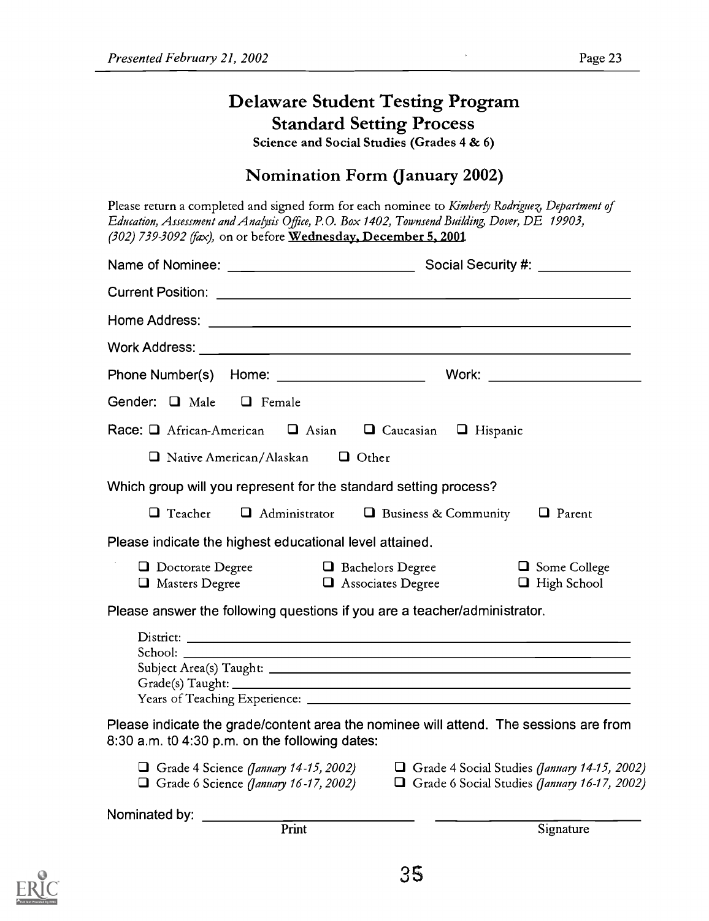# Delaware Student Testing Program

## Standard Setting Process

**Science and Social Studies (Grades 4 & 6)**

## Nomination Form (January 2002)

Please return a completed and signed form for each nominee to *Kimberly Rodriguez, Department of Education, Assessment and Analysis Office, P.O. Box 1402, Townsend Building, Dover, DE 19903, (302) 739-3092 (fax),* on or before **Wednesday, December 5, 2001**.

Name of Nominee: ________________________ Social Security #: ____________

Current Position: ________________________________________________

Home Address: ________________________________________________

Work Address: ________________________________________________

Phone Number(s) Home: ____________________ Work: ____________________

Gender: ☐ Male ☐ Female

Race: ☐ African-American ☐ Asian ☐ Caucasian ☐ Hispanic

☐ Native American/Alaskan ☐ Other

Which group will you represent for the standard setting process?

☐ Teacher ☐ Administrator ☐ Business & Community ☐ Parent

Please indicate the highest educational level attained.

☐ Doctorate Degree ☐ Bachelors Degree ☐ Some College
☐ Masters Degree ☐ Associates Degree ☐ High School

Please answer the following questions if you are a teacher/administrator.

District: ________________________________________________
School: ________________________________________________
Subject Area(s) Taught: ________________________________________________
Grade(s) Taught: ________________________________________________
Years of Teaching Experience: ________________________________________________

Please indicate the grade/content area the nominee will attend. The sessions are from 8:30 a.m. t0 4:30 p.m. on the following dates:

☐ Grade 4 Science *(January 14-15, 2002)* ☐ Grade 4 Social Studies *(January 14-15, 2002)*
☐ Grade 6 Science *(January 16-17, 2002)* ☐ Grade 6 Social Studies *(January 16-17, 2002)*

Nominated by: ____________________________ ____________________________
Print Signature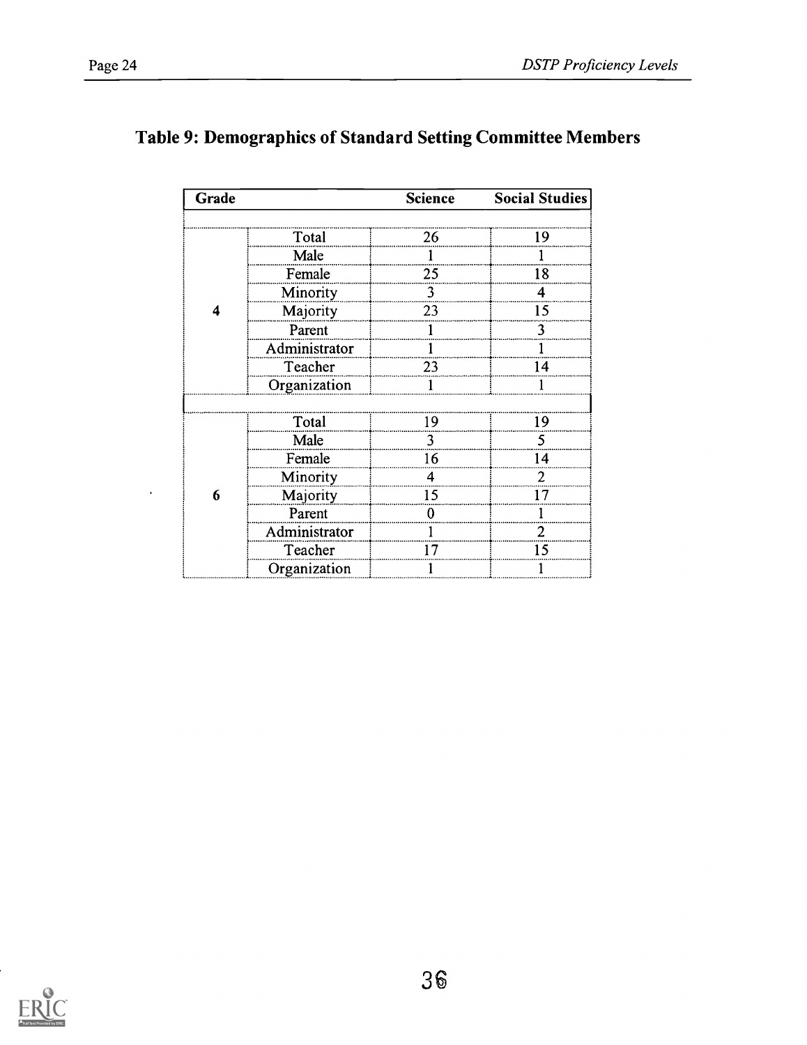## Table 9: Demographics of Standard Setting Committee Members

| Grade | | Science | Social Studies |
|---|---|---|---|
| 4 | Total | 26 | 19 |
| | Male | 1 | 1 |
| | Female | 25 | 18 |
| | Minority | 3 | 4 |
| | Majority | 23 | 15 |
| | Parent | 1 | 3 |
| | Administrator | 1 | 1 |
| | Teacher | 23 | 14 |
| | Organization | 1 | 1 |
| 6 | Total | 19 | 19 |
| | Male | 3 | 5 |
| | Female | 16 | 14 |
| | Minority | 4 | 2 |
| | Majority | 15 | 17 |
| | Parent | 0 | 1 |
| | Administrator | 1 | 2 |
| | Teacher | 17 | 15 |
| | Organization | 1 | 1 |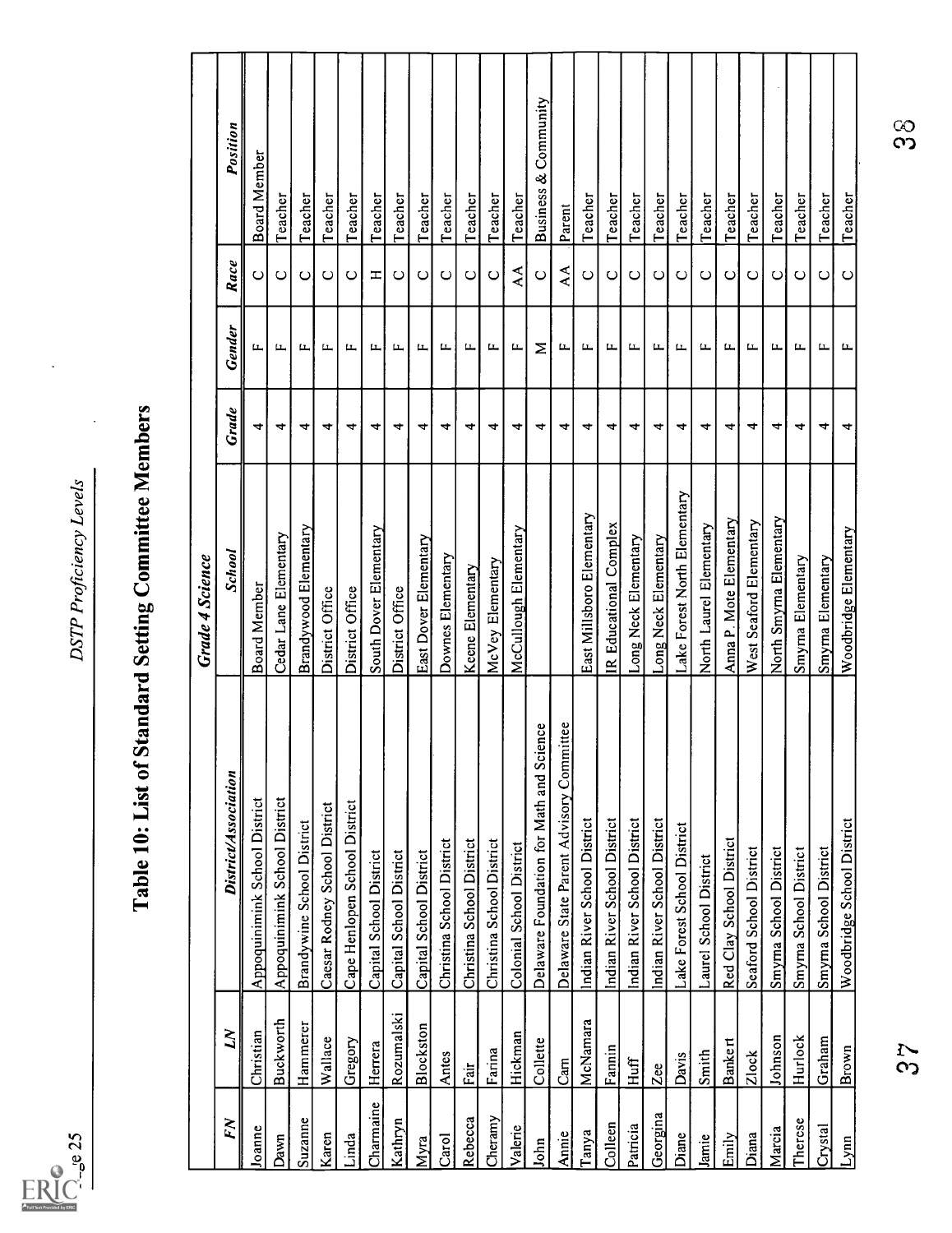# Table 10: List of Standard Setting Committee Members

| *Grade 4 Science* | | | | | | | |
|---|---|---|---|---|---|---|---|
| ***FN*** | ***LN*** | ***District/Association*** | ***School*** | ***Grade*** | ***Gender*** | ***Race*** | ***Position*** |
| Joanne | Christian | Appoquinimink School District | Board Member | 4 | F | C | Board Member |
| Dawn | Buckworth | Appoquinimink School District | Cedar Lane Elementary | 4 | F | C | Teacher |
| Suzanne | Hammerer | Brandywine School District | Brandywood Elementary | 4 | F | C | Teacher |
| Karen | Wallace | Caesar Rodney School District | District Office | 4 | F | C | Teacher |
| Linda | Gregory | Cape Henlopen School District | District Office | 4 | F | C | Teacher |
| Charmaine | Herrera | Capital School District | South Dover Elementary | 4 | F | H | Teacher |
| Kathryn | Rozumalski | Capital School District | District Office | 4 | F | C | Teacher |
| Myra | Blockston | Capital School District | East Dover Elementary | 4 | F | C | Teacher |
| Carol | Antes | Christina School District | Downes Elementary | 4 | F | C | Teacher |
| Rebecca | Fair | Christina School District | Keene Elementary | 4 | F | C | Teacher |
| Cherany | Farina | Christina School District | McVey Elementary | 4 | F | C | Teacher |
| Valerie | Hickman | Colonial School District | McCullough Elementary | 4 | F | AA | Teacher |
| John | Collette | Delaware Foundation for Math and Science | | 4 | M | C | Business & Community |
| Annie | Cam | Delaware State Parent Advisory Committee | | 4 | F | AA | Parent |
| Tanya | McNamara | Indian River School District | East Millsboro Elementary | 4 | F | C | Teacher |
| Colleen | Fannin | Indian River School District | IR Educational Complex | 4 | F | C | Teacher |
| Patricia | Huff | Indian River School District | Long Neck Elementary | 4 | F | C | Teacher |
| Georgina | Zee | Indian River School District | Long Neck Elementary | 4 | F | C | Teacher |
| Diane | Davis | Lake Forest School District | Lake Forest North Elementary | 4 | F | C | Teacher |
| Jamie | Smith | Laurel School District | North Laurel Elementary | 4 | F | C | Teacher |
| Emily | Bankert | Red Clay School District | Anna P. Mote Elementary | 4 | F | C | Teacher |
| Diana | Zlock | Seaford School District | West Seaford Elementary | 4 | F | C | Teacher |
| Marcia | Johnson | Smyrna School District | North Smyrna Elementary | 4 | F | C | Teacher |
| Therese | Hurlock | Smyrna School District | Smyrna Elementary | 4 | F | C | Teacher |
| Crystal | Graham | Smyrna School District | Smyrna Elementary | 4 | F | C | Teacher |
| Lynn | Brown | Woodbridge School District | Woodbridge Elementary | 4 | F | C | Teacher |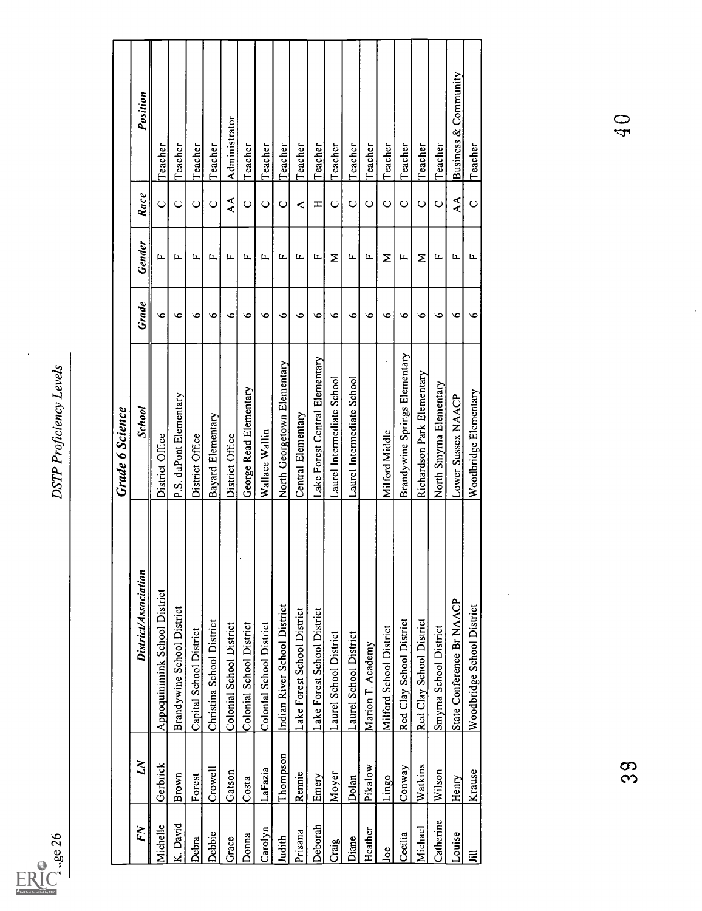## Grade 6 Science

| FN | LN | District/Association | School | Grade | Gender | Race | Position |
|---|---|---|---|---|---|---|---|
| Michelle | Gerbrick | Appoquinimink School District | District Office | 6 | F | C | Teacher |
| K. David | Brown | Brandywine School District | P.S. duPont Elementary | 6 | F | C | Teacher |
| Debra | Forest | Capital School District | District Office | 6 | F | C | Teacher |
| Debbie | Crowell | Christina School District | Bayard Elementary | 6 | F | C | Teacher |
| Grace | Gatson | Colonial School District | District Office | 6 | F | AA | Administrator |
| Donna | Costa | Colonial School District | George Read Elementary | 6 | F | C | Teacher |
| Carolyn | LaFazia | Colonial School District | Wallace Wallin | 6 | F | C | Teacher |
| Judith | Thompson | Indian River School District | North Georgetown Elementary | 6 | F | C | Teacher |
| Prisana | Rennie | Lake Forest School District | Central Elementary | 6 | F | A | Teacher |
| Deborah | Emery | Lake Forest School District | Lake Forest Central Elementary | 6 | F | H | Teacher |
| Craig | Moyer | Laurel School District | Laurel Intermediate School | 6 | M | C | Teacher |
| Diane | Dolan | Laurel School District | Laurel Intermediate School | 6 | F | C | Teacher |
| Heather | Pikalow | Marion T. Academy | | 6 | F | C | Teacher |
| Joe | Lingo | Milford School District | Milford Middle | 6 | M | C | Teacher |
| Cecilia | Conway | Red Clay School District | Brandywine Springs Elementary | 6 | F | C | Teacher |
| Michael | Watkins | Red Clay School District | Richardson Park Elementary | 6 | M | C | Teacher |
| Catherine | Wilson | Smyrna School District | North Smyrna Elementary | 6 | F | C | Teacher |
| Louise | Henry | State Conference Br NAACP | Lower Sussex NAACP | 6 | F | AA | Business & Community |
| Jill | Krause | Woodbridge School District | Woodbridge Elementary | 6 | F | C | Teacher |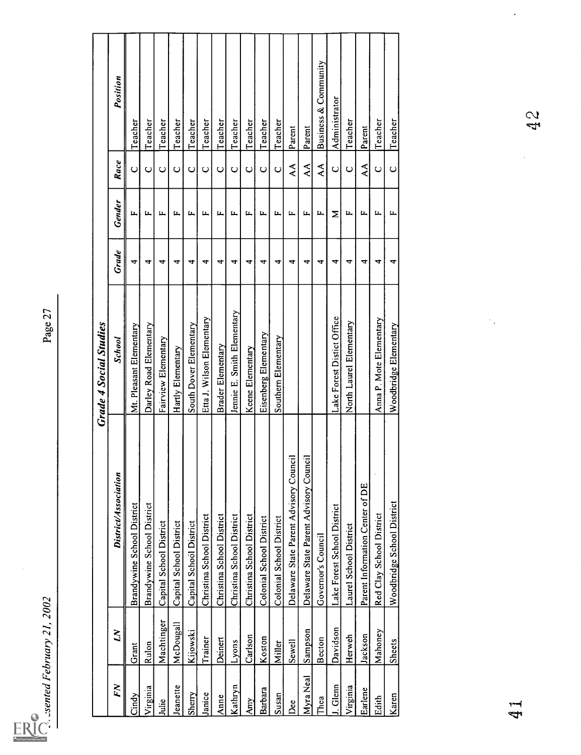| FN | LN | District/Association | School | Grade | Gender | Race | Position |
|---|---|---|---|---|---|---|---|
| | | | **Grade 4 Social Studies** | | | | |
| Cindy | Grant | Brandywine School District | Mt. Pleasant Elementary | 4 | F | C | Teacher |
| Virginia | Rulon | Brandywine School District | Darley Road Elementary | 4 | F | C | Teacher |
| Julie | Machtinger | Capital School District | Fairview Elementary | 4 | F | C | Teacher |
| Jeanette | McDougall | Capital School District | Hartly Elementary | 4 | F | C | Teacher |
| Sherry | Kijowski | Capital School District | South Dover Elementary | 4 | F | C | Teacher |
| Janice | Trainer | Christina School District | Etta J. Wilson Elementary | 4 | F | C | Teacher |
| Anne | Deinert | Christina School District | Brader Elementary | 4 | F | C | Teacher |
| Kathryn | Lyons | Christina School District | Jennie E. Smith Elementary | 4 | F | C | Teacher |
| Amy | Carlson | Christina School District | Keene Elementary | 4 | F | C | Teacher |
| Barbara | Koston | Colonial School District | Eisenberg Elementary | 4 | F | C | Teacher |
| Susan | Miller | Colonial School District | Southern Elementary | 4 | F | C | Teacher |
| Dee | Sewell | Delaware State Parent Advisory Council | | 4 | F | AA | Parent |
| Myra Neal | Sampson | Delaware State Parent Advisory Council | | 4 | F | AA | Parent |
| Thea | Becton | Governor's Council | | 4 | F | AA | Business & Community |
| J. Glenn | Davidson | Lake Forest School District | Lake Forest Distict Office | 4 | M | C | Administrator |
| Virginia | Herweh | Laurel School District | North Laurel Elementary | 4 | F | C | Teacher |
| Earlene | Jackson | Parent Information Center of DE | | 4 | F | AA | Parent |
| Edith | Mahoney | Red Clay School District | Anna P. Mote Elementary | 4 | F | C | Teacher |
| Karen | Sheets | Woodbridge School District | Woodbridge Elementary | 4 | F | C | Teacher |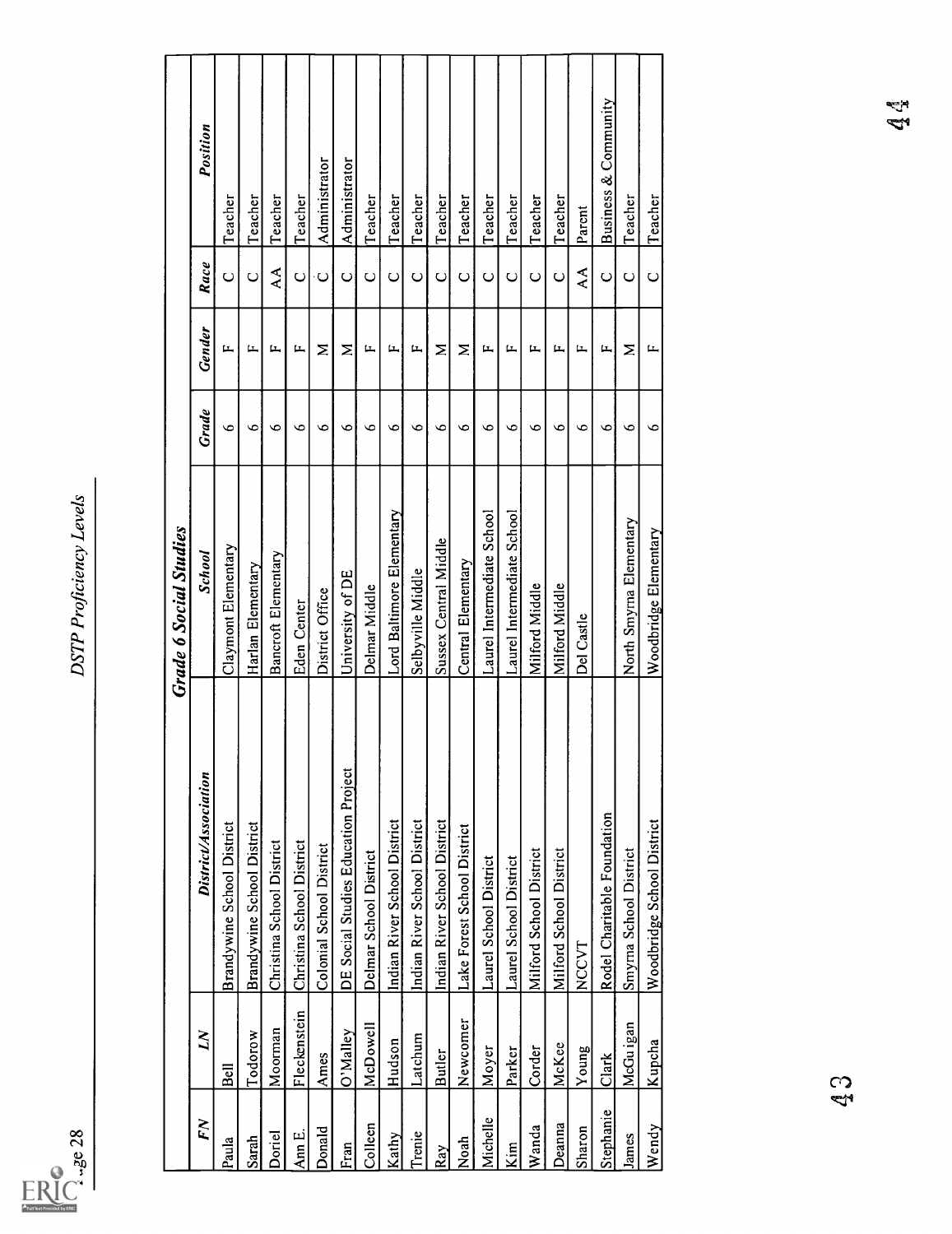| FN | LN | District/Association | School | Grade | Gender | Race | Position |
|---|---|---|---|---|---|---|---|
| | | | **Grade 6 Social Studies** | | | | |
| Paula | Bell | Brandywine School District | Claymont Elementary | 6 | F | C | Teacher |
| Sarah | Todorow | Brandywine School District | Harlan Elementary | 6 | F | C | Teacher |
| Doriel | Moorman | Christina School District | Bancroft Elementary | 6 | F | AA | Teacher |
| Ann E. | Fleckenstein | Christina School District | Eden Center | 6 | F | C | Teacher |
| Donald | Ames | Colonial School District | District Office | 6 | M | C | Administrator |
| Fran | O'Malley | DE Social Studies Education Project | University of DE | 6 | M | C | Administrator |
| Colleen | McDowell | Delmar School District | Delmar Middle | 6 | F | C | Teacher |
| Kathy | Hudson | Indian River School District | Lord Baltimore Elementary | 6 | F | C | Teacher |
| Trenie | Latchum | Indian River School District | Selbyville Middle | 6 | F | C | Teacher |
| Ray | Butler | Indian River School District | Sussex Central Middle | 6 | M | C | Teacher |
| Noah | Newcomer | Lake Forest School District | Central Elementary | 6 | M | C | Teacher |
| Michelle | Moyer | Laurel School District | Laurel Intermediate School | 6 | F | C | Teacher |
| Kim | Parker | Laurel School District | Laurel Intermediate School | 6 | F | C | Teacher |
| Wanda | Corder | Milford School District | Milford Middle | 6 | F | C | Teacher |
| Deanna | McKee | Milford School District | Milford Middle | 6 | F | C | Teacher |
| Sharon | Young | NCCVT | Del Castle | 6 | F | AA | Parent |
| Stephanie | Clark | Rodel Charitable Foundation | | 6 | F | C | Business & Community |
| James | McGuigan | Smyrna School District | North Smyrna Elementary | 6 | M | C | Teacher |
| Wendy | Kupcha | Woodbridge School District | Woodbridge Elementary | 6 | F | C | Teacher |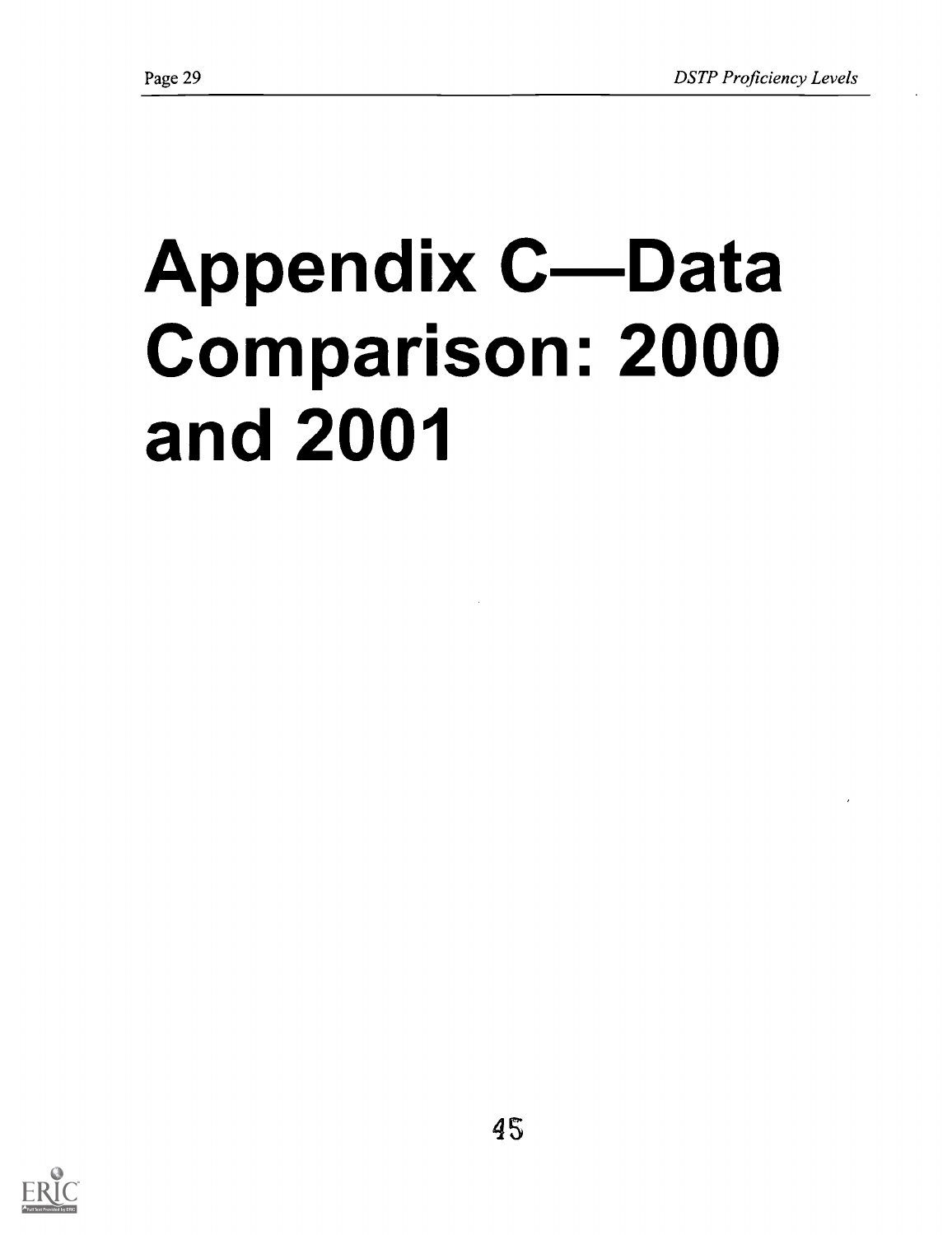# Appendix C—Data Comparison: 2000 and 2001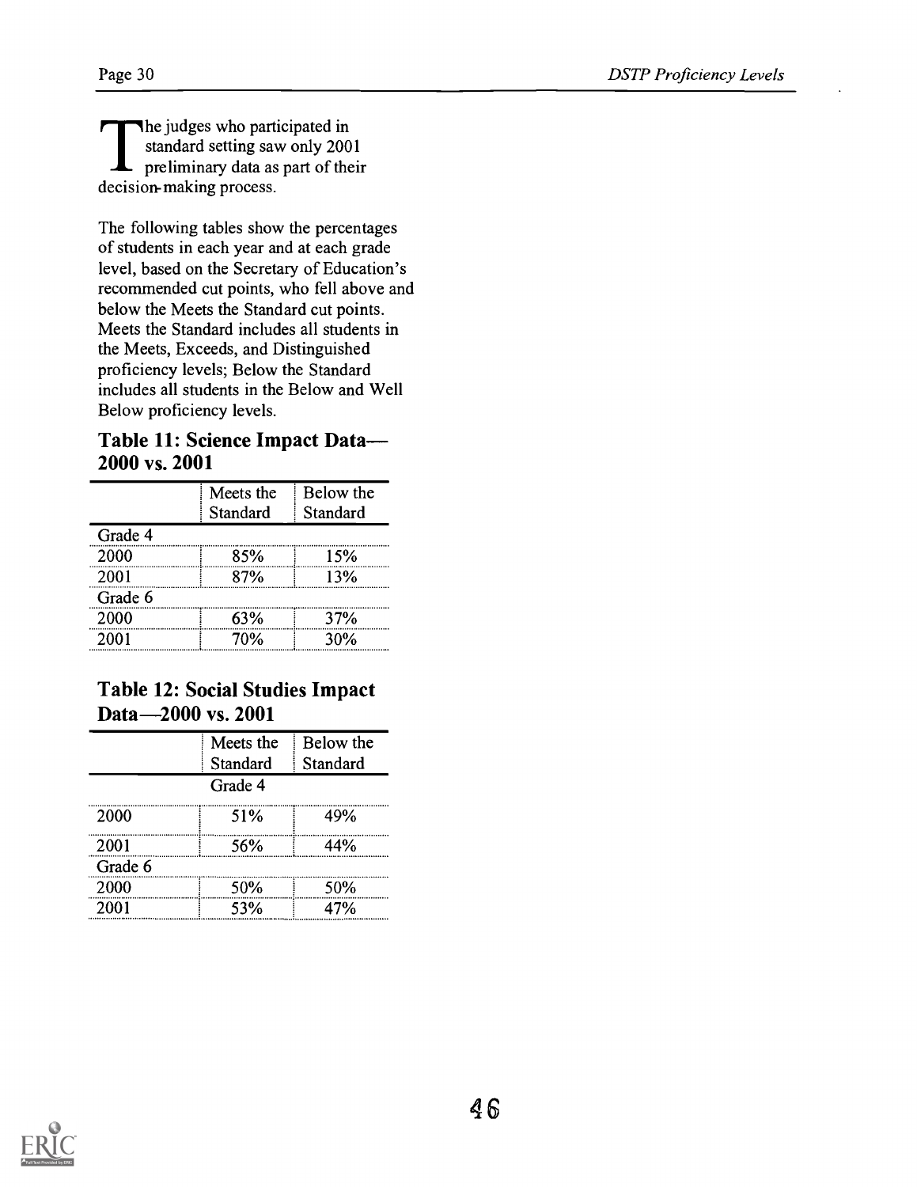The judges who participated in standard setting saw only 2001 preliminary data as part of their decision-making process.

The following tables show the percentages of students in each year and at each grade level, based on the Secretary of Education's recommended cut points, who fell above and below the Meets the Standard cut points. Meets the Standard includes all students in the Meets, Exceeds, and Distinguished proficiency levels; Below the Standard includes all students in the Below and Well Below proficiency levels.

### Table 11: Science Impact Data—2000 vs. 2001

| | Meets the Standard | Below the Standard |
|---|---|---|
| Grade 4 | | |
| 2000 | 85% | 15% |
| 2001 | 87% | 13% |
| Grade 6 | | |
| 2000 | 63% | 37% |
| 2001 | 70% | 30% |

### Table 12: Social Studies Impact Data—2000 vs. 2001

| | Meets the Standard | Below the Standard |
|---|---|---|
| | Grade 4 | |
| 2000 | 51% | 49% |
| 2001 | 56% | 44% |
| Grade 6 | | |
| 2000 | 50% | 50% |
| 2001 | 53% | 47% |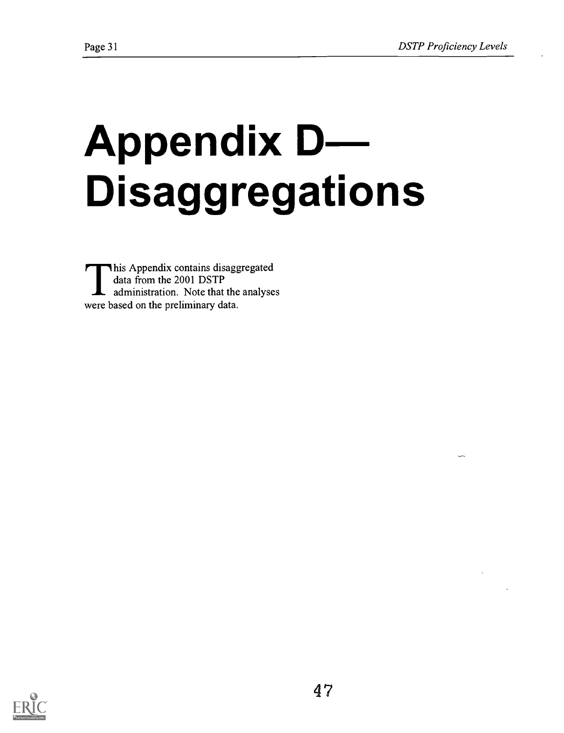# Appendix D—Disaggregations

This Appendix contains disaggregated data from the 2001 DSTP administration. Note that the analyses were based on the preliminary data.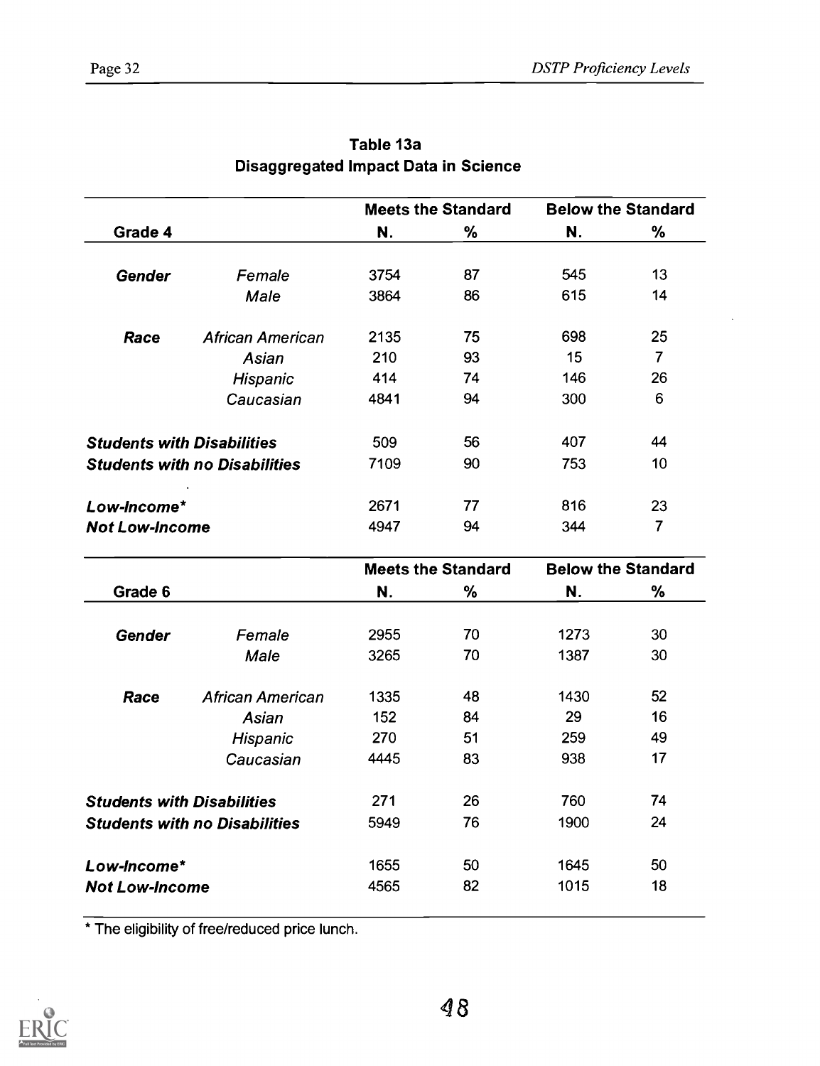**Table 13a**
**Disaggregated Impact Data in Science**

| Grade 4 | | Meets the Standard N. | Meets the Standard % | Below the Standard N. | Below the Standard % |
|---|---|---|---|---|---|
| ***Gender*** | *Female* | 3754 | 87 | 545 | 13 |
| | *Male* | 3864 | 86 | 615 | 14 |
| ***Race*** | *African American* | 2135 | 75 | 698 | 25 |
| | *Asian* | 210 | 93 | 15 | 7 |
| | *Hispanic* | 414 | 74 | 146 | 26 |
| | *Caucasian* | 4841 | 94 | 300 | 6 |
| ***Students with Disabilities*** | | 509 | 56 | 407 | 44 |
| ***Students with no Disabilities*** | | 7109 | 90 | 753 | 10 |
| ***Low-Income**** | | 2671 | 77 | 816 | 23 |
| ***Not Low-Income*** | | 4947 | 94 | 344 | 7 |

| Grade 6 | | Meets the Standard N. | Meets the Standard % | Below the Standard N. | Below the Standard % |
|---|---|---|---|---|---|
| ***Gender*** | *Female* | 2955 | 70 | 1273 | 30 |
| | *Male* | 3265 | 70 | 1387 | 30 |
| ***Race*** | *African American* | 1335 | 48 | 1430 | 52 |
| | *Asian* | 152 | 84 | 29 | 16 |
| | *Hispanic* | 270 | 51 | 259 | 49 |
| | *Caucasian* | 4445 | 83 | 938 | 17 |
| ***Students with Disabilities*** | | 271 | 26 | 760 | 74 |
| ***Students with no Disabilities*** | | 5949 | 76 | 1900 | 24 |
| ***Low-Income**** | | 1655 | 50 | 1645 | 50 |
| ***Not Low-Income*** | | 4565 | 82 | 1015 | 18 |

* The eligibility of free/reduced price lunch.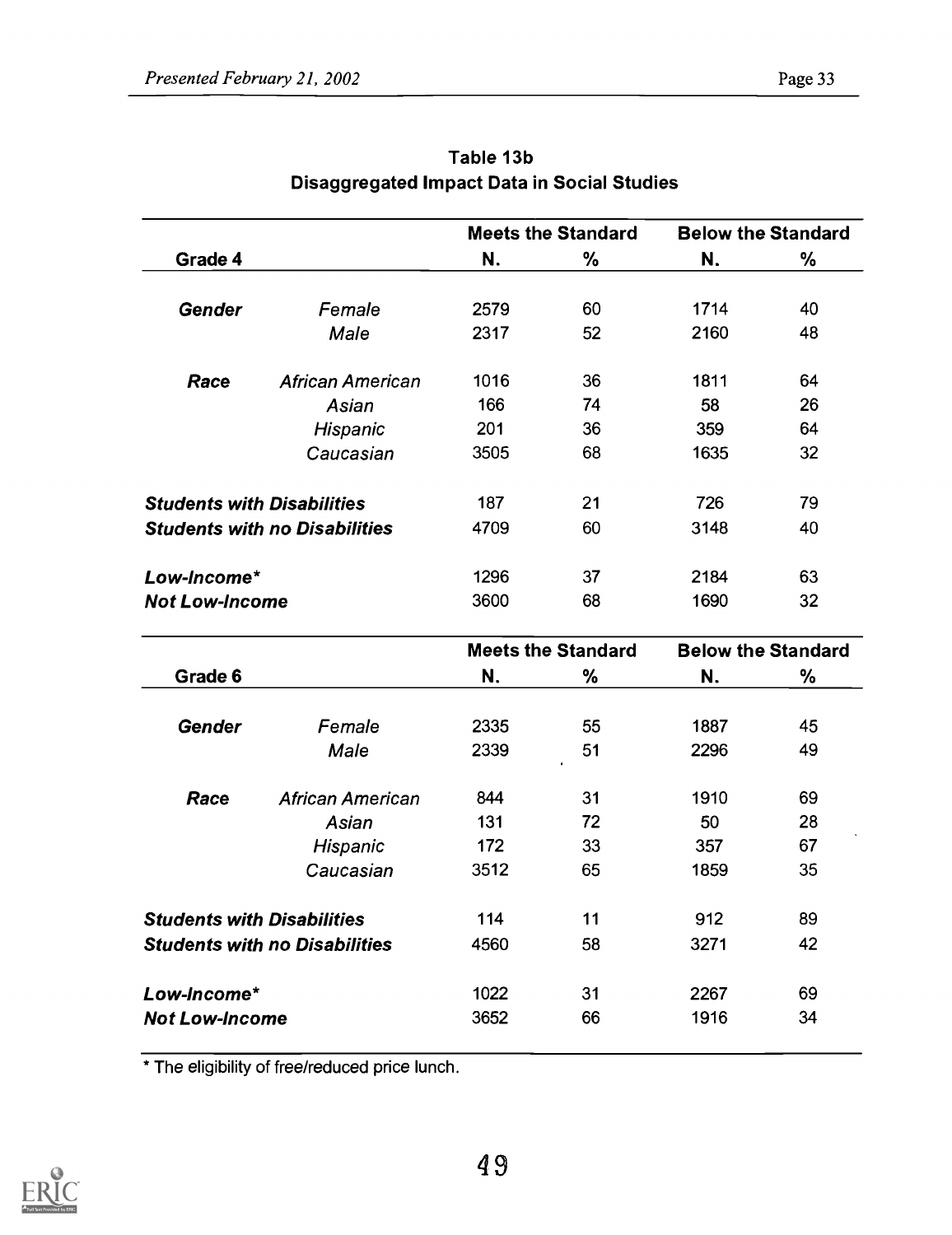### Table 13b
### Disaggregated Impact Data in Social Studies

| Grade 4 | | Meets the Standard N. | Meets the Standard % | Below the Standard N. | Below the Standard % |
|---|---|---|---|---|---|
| ***Gender*** | *Female* | 2579 | 60 | 1714 | 40 |
| | *Male* | 2317 | 52 | 2160 | 48 |
| ***Race*** | *African American* | 1016 | 36 | 1811 | 64 |
| | *Asian* | 166 | 74 | 58 | 26 |
| | *Hispanic* | 201 | 36 | 359 | 64 |
| | *Caucasian* | 3505 | 68 | 1635 | 32 |
| ***Students with Disabilities*** | | 187 | 21 | 726 | 79 |
| ***Students with no Disabilities*** | | 4709 | 60 | 3148 | 40 |
| ***Low-Income**** | | 1296 | 37 | 2184 | 63 |
| ***Not Low-Income*** | | 3600 | 68 | 1690 | 32 |

| Grade 6 | | Meets the Standard N. | Meets the Standard % | Below the Standard N. | Below the Standard % |
|---|---|---|---|---|---|
| ***Gender*** | *Female* | 2335 | 55 | 1887 | 45 |
| | *Male* | 2339 | 51 | 2296 | 49 |
| ***Race*** | *African American* | 844 | 31 | 1910 | 69 |
| | *Asian* | 131 | 72 | 50 | 28 |
| | *Hispanic* | 172 | 33 | 357 | 67 |
| | *Caucasian* | 3512 | 65 | 1859 | 35 |
| ***Students with Disabilities*** | | 114 | 11 | 912 | 89 |
| ***Students with no Disabilities*** | | 4560 | 58 | 3271 | 42 |
| ***Low-Income**** | | 1022 | 31 | 2267 | 69 |
| ***Not Low-Income*** | | 3652 | 66 | 1916 | 34 |

* The eligibility of free/reduced price lunch.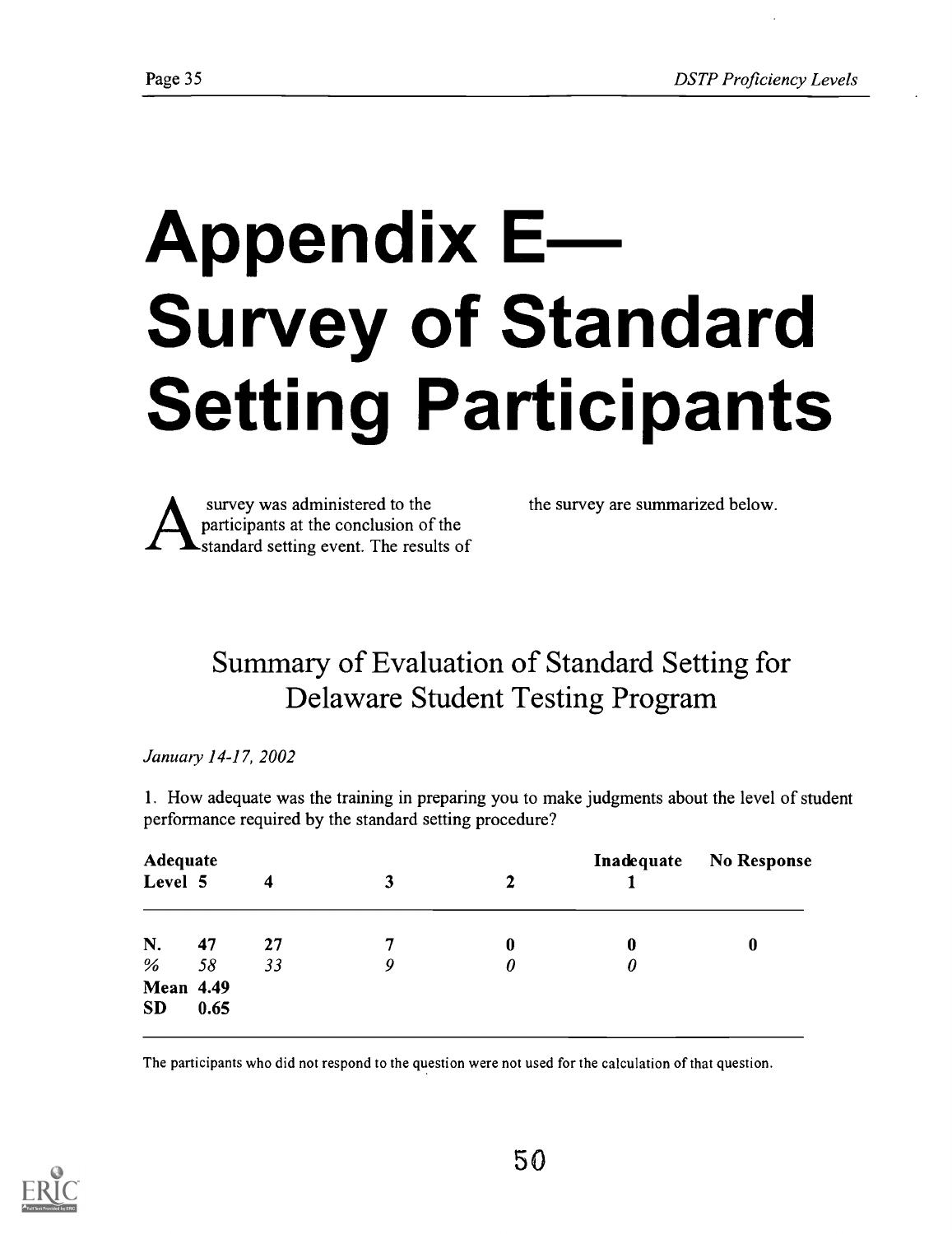# Appendix E— Survey of Standard Setting Participants

A survey was administered to the participants at the conclusion of the standard setting event. The results of the survey are summarized below.

## Summary of Evaluation of Standard Setting for Delaware Student Testing Program

*January 14-17, 2002*

1. How adequate was the training in preparing you to make judgments about the level of student performance required by the standard setting procedure?

| | Adequate Level 5 | 4 | 3 | 2 | Inadequate 1 | No Response |
|---|---|---|---|---|---|---|
| **N.** | **47** | **27** | **7** | **0** | **0** | **0** |
| *%* | *58* | *33* | *9* | *0* | *0* | |
| **Mean** | **4.49** | | | | | |
| **SD** | **0.65** | | | | | |

The participants who did not respond to the question were not used for the calculation of that question.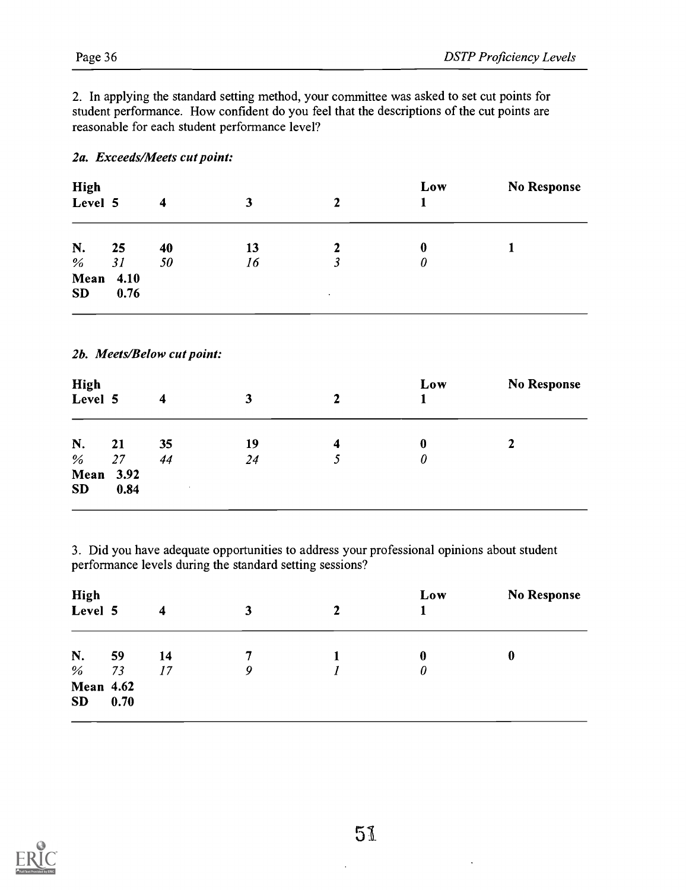2. In applying the standard setting method, your committee was asked to set cut points for student performance. How confident do you feel that the descriptions of the cut points are reasonable for each student performance level?

*2a. Exceeds/Meets cut point:*

| High Level | 5 | 4 | 3 | 2 | Low 1 | No Response |
|---|---|---|---|---|---|---|
| N. | 25 | 40 | 13 | 2 | 0 | 1 |
| % | *31* | *50* | *16* | *3* | *0* | |
| Mean | 4.10 | | | | | |
| SD | 0.76 | | | | | |

*2b. Meets/Below cut point:*

| High Level | 5 | 4 | 3 | 2 | Low 1 | No Response |
|---|---|---|---|---|---|---|
| N. | 21 | 35 | 19 | 4 | 0 | 2 |
| % | *27* | *44* | *24* | *5* | *0* | |
| Mean | 3.92 | | | | | |
| SD | 0.84 | | | | | |

3. Did you have adequate opportunities to address your professional opinions about student performance levels during the standard setting sessions?

| High Level | 5 | 4 | 3 | 2 | Low 1 | No Response |
|---|---|---|---|---|---|---|
| N. | 59 | 14 | 7 | 1 | 0 | 0 |
| % | *73* | *17* | *9* | *1* | *0* | |
| Mean | 4.62 | | | | | |
| SD | 0.70 | | | | | |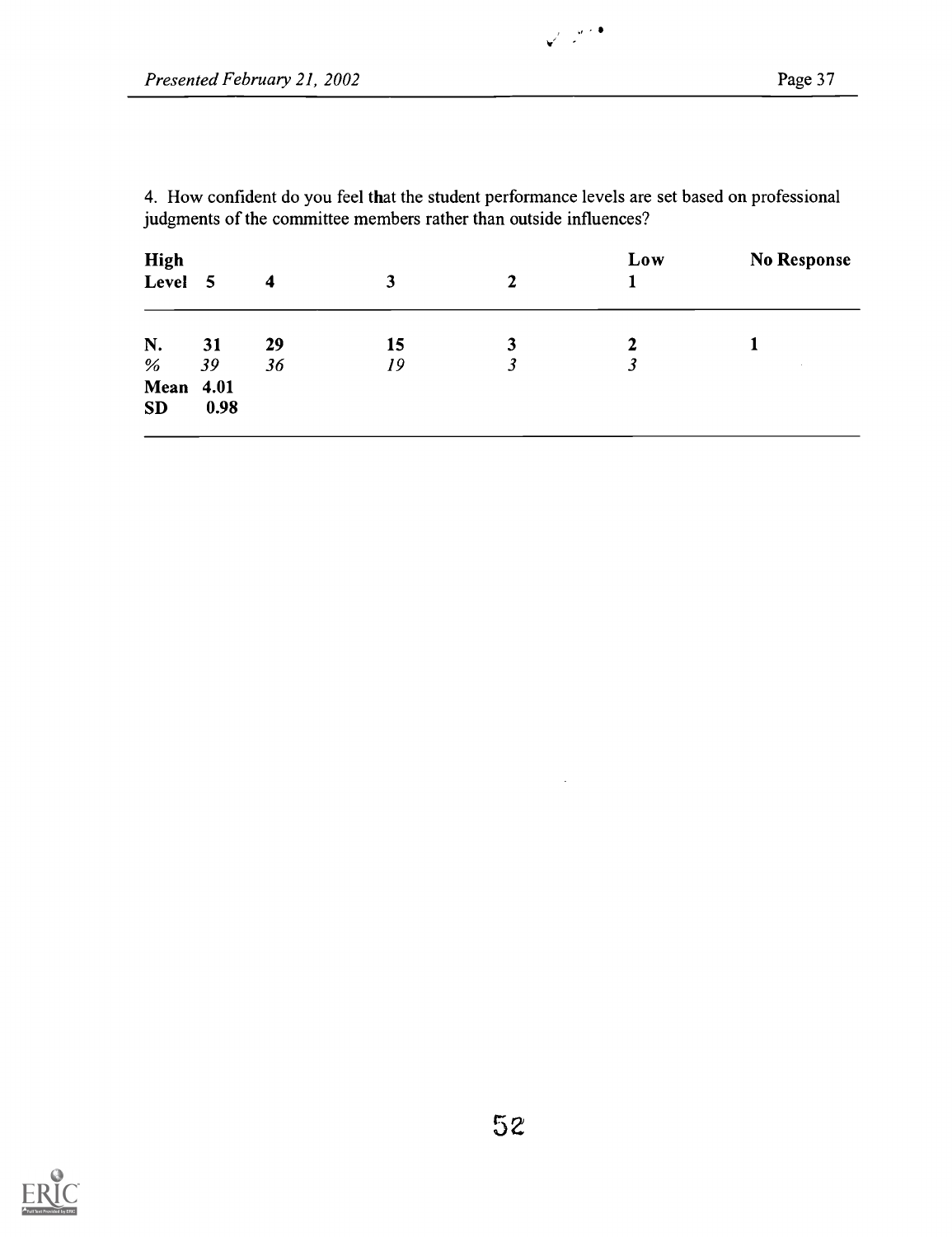4. How confident do you feel that the student performance levels are set based on professional judgments of the committee members rather than outside influences?

| High Level | 5 | 4 | 3 | 2 | Low 1 | No Response |
|---|---|---|---|---|---|---|
| N. | 31 | 29 | 15 | 3 | 2 | 1 |
| % | *39* | *36* | *19* | *3* | *3* | |
| Mean | 4.01 | | | | | |
| SD | 0.98 | | | | | |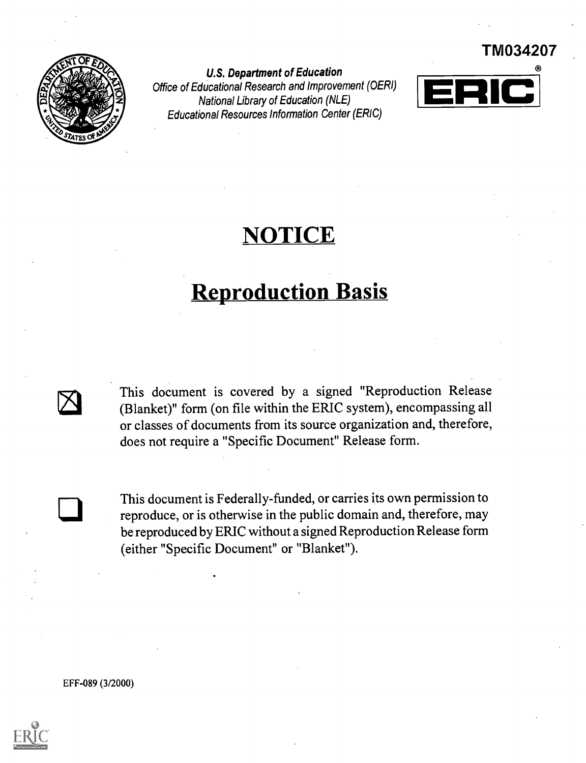TM034207

**U.S. Department of Education**
*Office of Educational Research and Improvement (OERI)*
*National Library of Education (NLE)*
*Educational Resources Information Center (ERIC)*

ERIC®

# NOTICE

# Reproduction Basis

☒ This document is covered by a signed "Reproduction Release (Blanket)" form (on file within the ERIC system), encompassing all or classes of documents from its source organization and, therefore, does not require a "Specific Document" Release form.

☐ This document is Federally-funded, or carries its own permission to reproduce, or is otherwise in the public domain and, therefore, may be reproduced by ERIC without a signed Reproduction Release form (either "Specific Document" or "Blanket").

EFF-089 (3/2000)